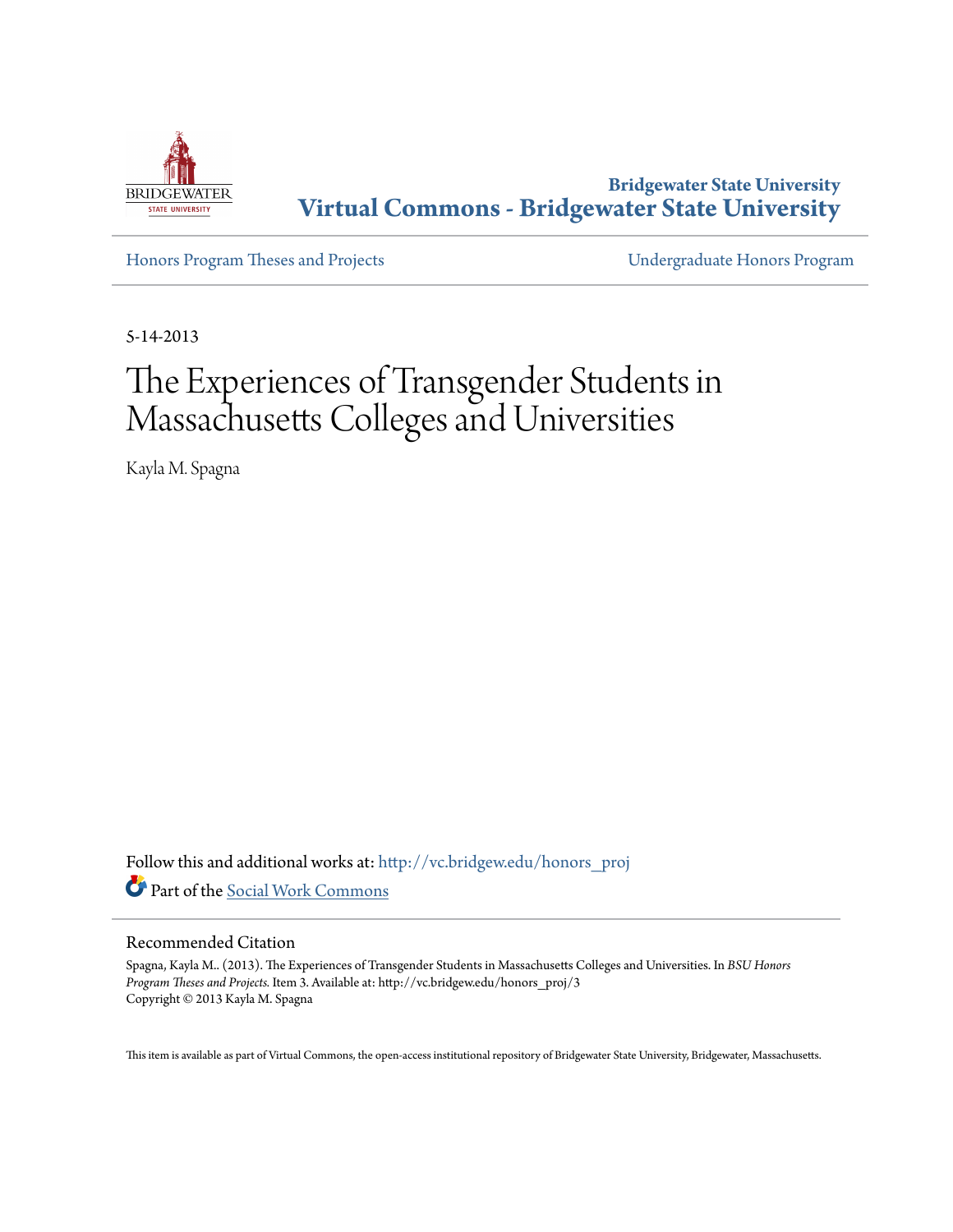Bridgewater State University
**Virtual Commons - Bridgewater State University**

Honors Program Theses and Projects

Undergraduate Honors Program

5-14-2013

# The Experiences of Transgender Students in Massachusetts Colleges and Universities

Kayla M. Spagna

Follow this and additional works at: http://vc.bridgew.edu/honors_proj

Part of the Social Work Commons

## Recommended Citation

Spagna, Kayla M.. (2013). The Experiences of Transgender Students in Massachusetts Colleges and Universities. In *BSU Honors Program Theses and Projects.* Item 3. Available at: http://vc.bridgew.edu/honors_proj/3
Copyright © 2013 Kayla M. Spagna

This item is available as part of Virtual Commons, the open-access institutional repository of Bridgewater State University, Bridgewater, Massachusetts.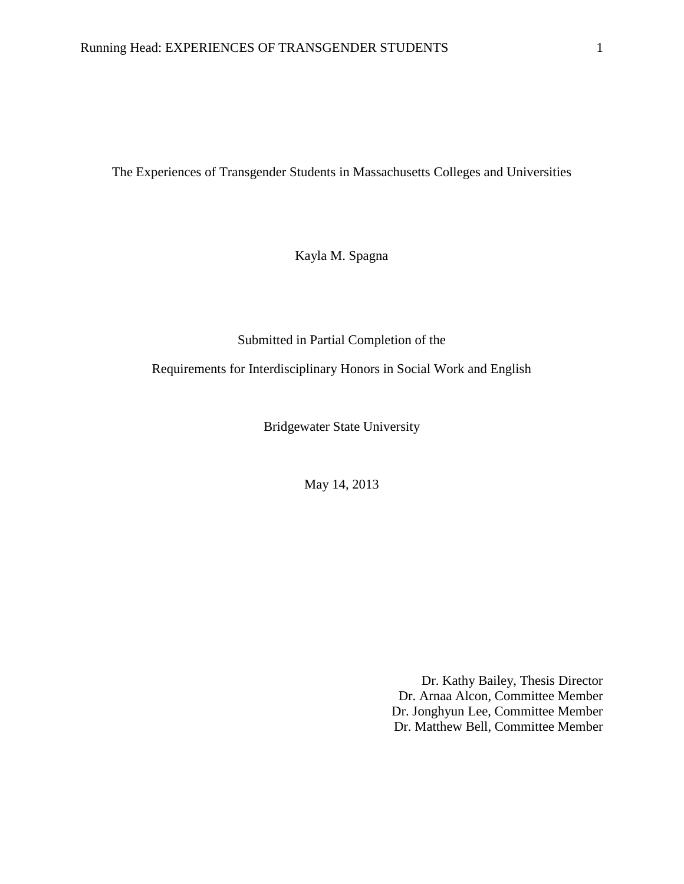# The Experiences of Transgender Students in Massachusetts Colleges and Universities

Kayla M. Spagna

Submitted in Partial Completion of the

Requirements for Interdisciplinary Honors in Social Work and English

Bridgewater State University

May 14, 2013

Dr. Kathy Bailey, Thesis Director
Dr. Arnaa Alcon, Committee Member
Dr. Jonghyun Lee, Committee Member
Dr. Matthew Bell, Committee Member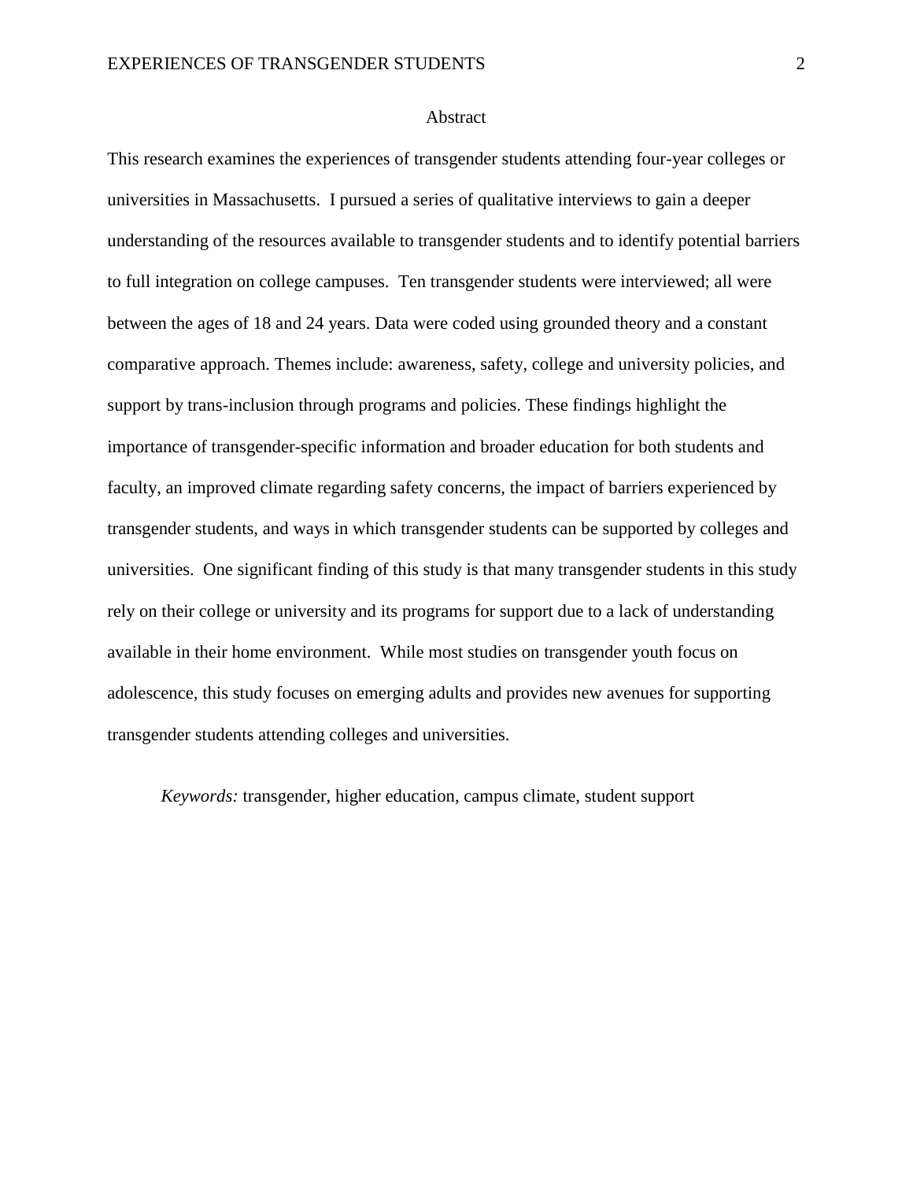# Abstract

This research examines the experiences of transgender students attending four-year colleges or universities in Massachusetts. I pursued a series of qualitative interviews to gain a deeper understanding of the resources available to transgender students and to identify potential barriers to full integration on college campuses. Ten transgender students were interviewed; all were between the ages of 18 and 24 years. Data were coded using grounded theory and a constant comparative approach. Themes include: awareness, safety, college and university policies, and support by trans-inclusion through programs and policies. These findings highlight the importance of transgender-specific information and broader education for both students and faculty, an improved climate regarding safety concerns, the impact of barriers experienced by transgender students, and ways in which transgender students can be supported by colleges and universities. One significant finding of this study is that many transgender students in this study rely on their college or university and its programs for support due to a lack of understanding available in their home environment. While most studies on transgender youth focus on adolescence, this study focuses on emerging adults and provides new avenues for supporting transgender students attending colleges and universities.

*Keywords:* transgender, higher education, campus climate, student support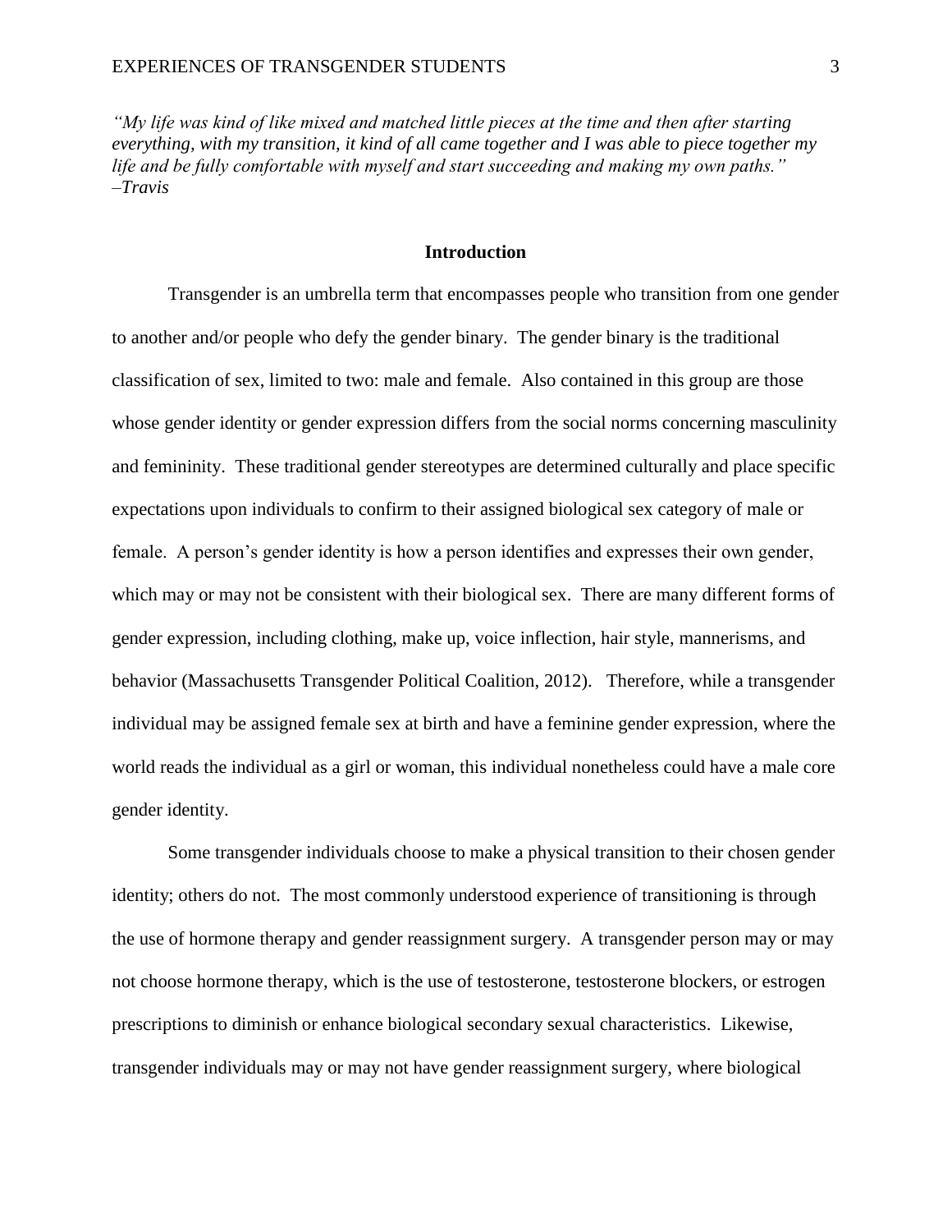*"My life was kind of like mixed and matched little pieces at the time and then after starting everything, with my transition, it kind of all came together and I was able to piece together my life and be fully comfortable with myself and start succeeding and making my own paths."* *–Travis*

## Introduction

Transgender is an umbrella term that encompasses people who transition from one gender to another and/or people who defy the gender binary. The gender binary is the traditional classification of sex, limited to two: male and female. Also contained in this group are those whose gender identity or gender expression differs from the social norms concerning masculinity and femininity. These traditional gender stereotypes are determined culturally and place specific expectations upon individuals to confirm to their assigned biological sex category of male or female. A person's gender identity is how a person identifies and expresses their own gender, which may or may not be consistent with their biological sex. There are many different forms of gender expression, including clothing, make up, voice inflection, hair style, mannerisms, and behavior (Massachusetts Transgender Political Coalition, 2012). Therefore, while a transgender individual may be assigned female sex at birth and have a feminine gender expression, where the world reads the individual as a girl or woman, this individual nonetheless could have a male core gender identity.

Some transgender individuals choose to make a physical transition to their chosen gender identity; others do not. The most commonly understood experience of transitioning is through the use of hormone therapy and gender reassignment surgery. A transgender person may or may not choose hormone therapy, which is the use of testosterone, testosterone blockers, or estrogen prescriptions to diminish or enhance biological secondary sexual characteristics. Likewise, transgender individuals may or may not have gender reassignment surgery, where biological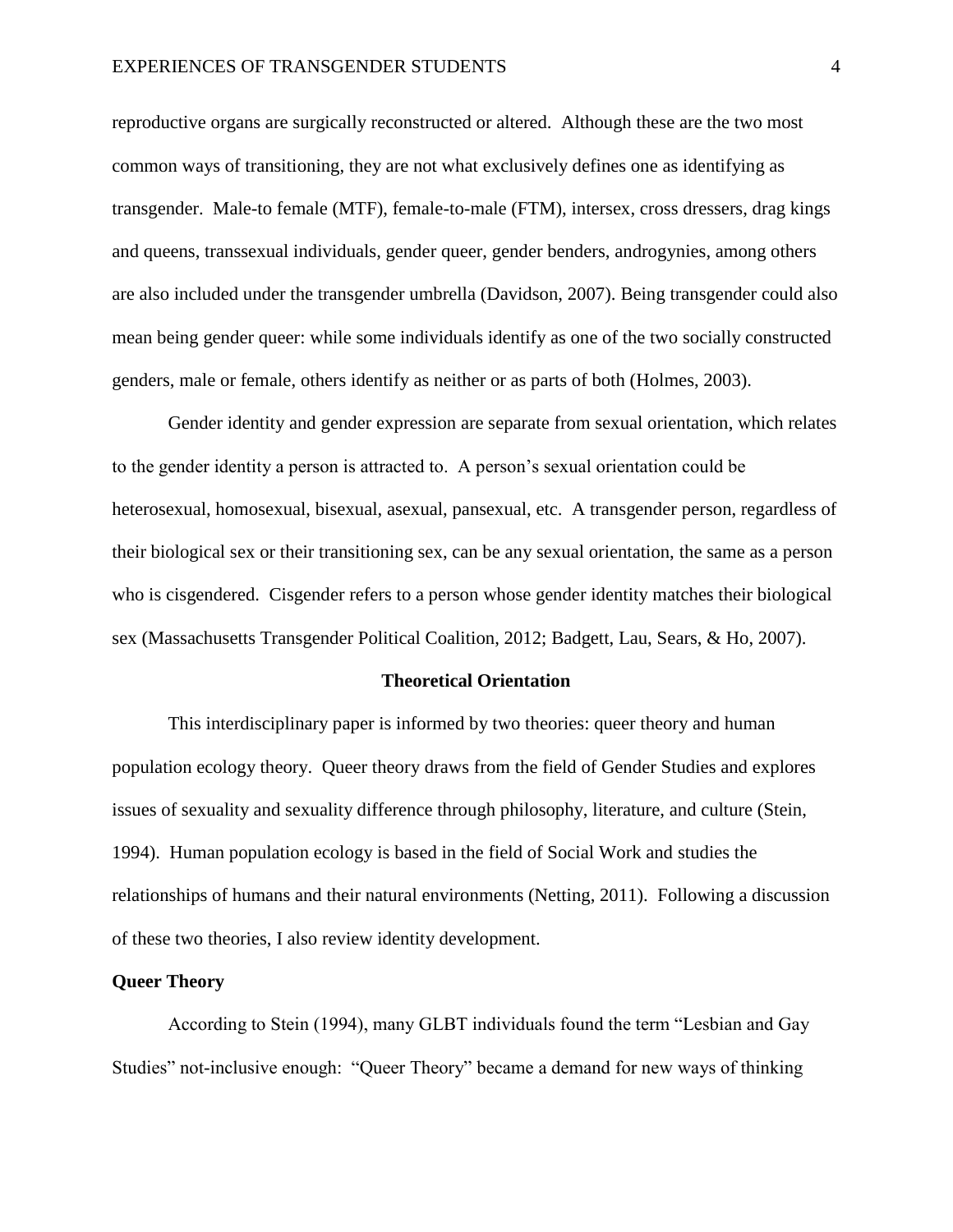reproductive organs are surgically reconstructed or altered. Although these are the two most common ways of transitioning, they are not what exclusively defines one as identifying as transgender. Male-to female (MTF), female-to-male (FTM), intersex, cross dressers, drag kings and queens, transsexual individuals, gender queer, gender benders, androgynies, among others are also included under the transgender umbrella (Davidson, 2007). Being transgender could also mean being gender queer: while some individuals identify as one of the two socially constructed genders, male or female, others identify as neither or as parts of both (Holmes, 2003).

Gender identity and gender expression are separate from sexual orientation, which relates to the gender identity a person is attracted to. A person's sexual orientation could be heterosexual, homosexual, bisexual, asexual, pansexual, etc. A transgender person, regardless of their biological sex or their transitioning sex, can be any sexual orientation, the same as a person who is cisgendered. Cisgender refers to a person whose gender identity matches their biological sex (Massachusetts Transgender Political Coalition, 2012; Badgett, Lau, Sears, & Ho, 2007).

## Theoretical Orientation

This interdisciplinary paper is informed by two theories: queer theory and human population ecology theory. Queer theory draws from the field of Gender Studies and explores issues of sexuality and sexuality difference through philosophy, literature, and culture (Stein, 1994). Human population ecology is based in the field of Social Work and studies the relationships of humans and their natural environments (Netting, 2011). Following a discussion of these two theories, I also review identity development.

### Queer Theory

According to Stein (1994), many GLBT individuals found the term "Lesbian and Gay Studies" not-inclusive enough: "Queer Theory" became a demand for new ways of thinking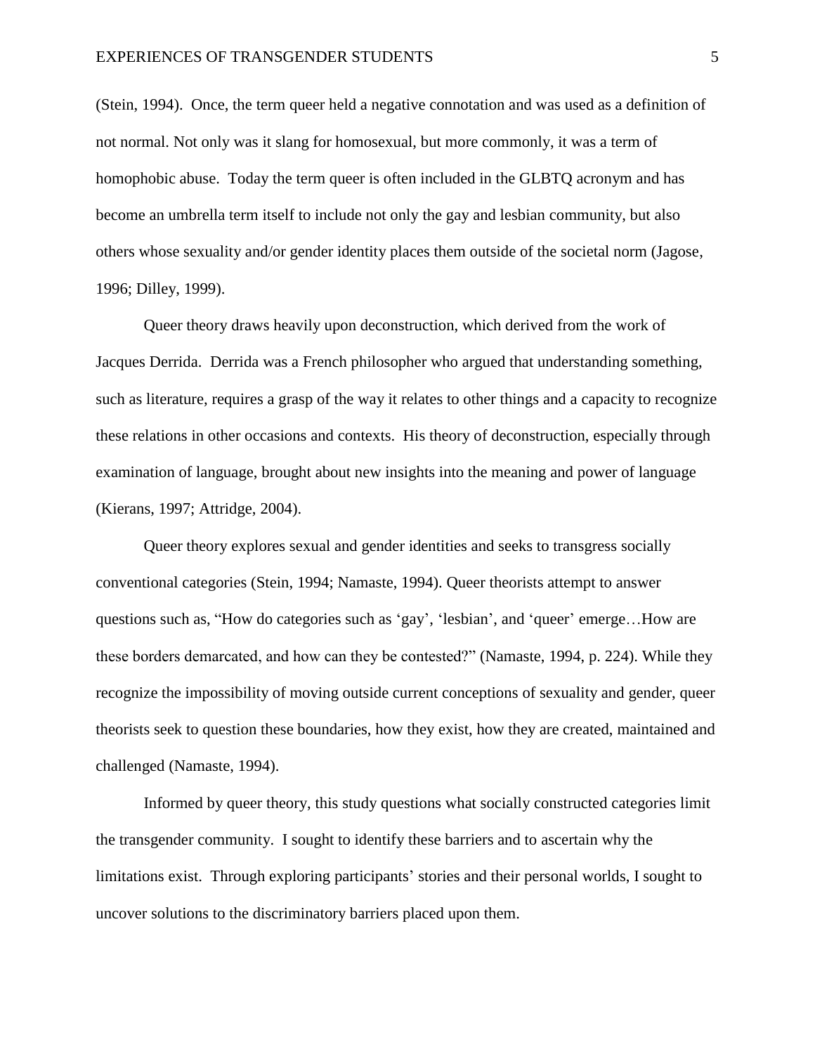(Stein, 1994). Once, the term queer held a negative connotation and was used as a definition of not normal. Not only was it slang for homosexual, but more commonly, it was a term of homophobic abuse. Today the term queer is often included in the GLBTQ acronym and has become an umbrella term itself to include not only the gay and lesbian community, but also others whose sexuality and/or gender identity places them outside of the societal norm (Jagose, 1996; Dilley, 1999).

Queer theory draws heavily upon deconstruction, which derived from the work of Jacques Derrida. Derrida was a French philosopher who argued that understanding something, such as literature, requires a grasp of the way it relates to other things and a capacity to recognize these relations in other occasions and contexts. His theory of deconstruction, especially through examination of language, brought about new insights into the meaning and power of language (Kierans, 1997; Attridge, 2004).

Queer theory explores sexual and gender identities and seeks to transgress socially conventional categories (Stein, 1994; Namaste, 1994). Queer theorists attempt to answer questions such as, "How do categories such as 'gay', 'lesbian', and 'queer' emerge…How are these borders demarcated, and how can they be contested?" (Namaste, 1994, p. 224). While they recognize the impossibility of moving outside current conceptions of sexuality and gender, queer theorists seek to question these boundaries, how they exist, how they are created, maintained and challenged (Namaste, 1994).

Informed by queer theory, this study questions what socially constructed categories limit the transgender community. I sought to identify these barriers and to ascertain why the limitations exist. Through exploring participants' stories and their personal worlds, I sought to uncover solutions to the discriminatory barriers placed upon them.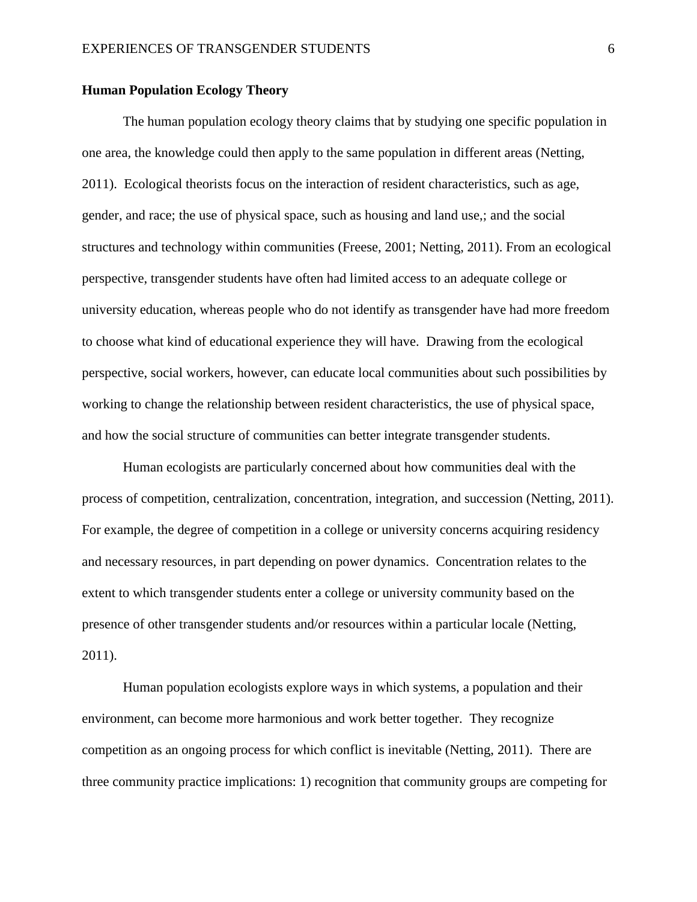**Human Population Ecology Theory**

The human population ecology theory claims that by studying one specific population in one area, the knowledge could then apply to the same population in different areas (Netting, 2011). Ecological theorists focus on the interaction of resident characteristics, such as age, gender, and race; the use of physical space, such as housing and land use,; and the social structures and technology within communities (Freese, 2001; Netting, 2011). From an ecological perspective, transgender students have often had limited access to an adequate college or university education, whereas people who do not identify as transgender have had more freedom to choose what kind of educational experience they will have. Drawing from the ecological perspective, social workers, however, can educate local communities about such possibilities by working to change the relationship between resident characteristics, the use of physical space, and how the social structure of communities can better integrate transgender students.

Human ecologists are particularly concerned about how communities deal with the process of competition, centralization, concentration, integration, and succession (Netting, 2011). For example, the degree of competition in a college or university concerns acquiring residency and necessary resources, in part depending on power dynamics. Concentration relates to the extent to which transgender students enter a college or university community based on the presence of other transgender students and/or resources within a particular locale (Netting, 2011).

Human population ecologists explore ways in which systems, a population and their environment, can become more harmonious and work better together. They recognize competition as an ongoing process for which conflict is inevitable (Netting, 2011). There are three community practice implications: 1) recognition that community groups are competing for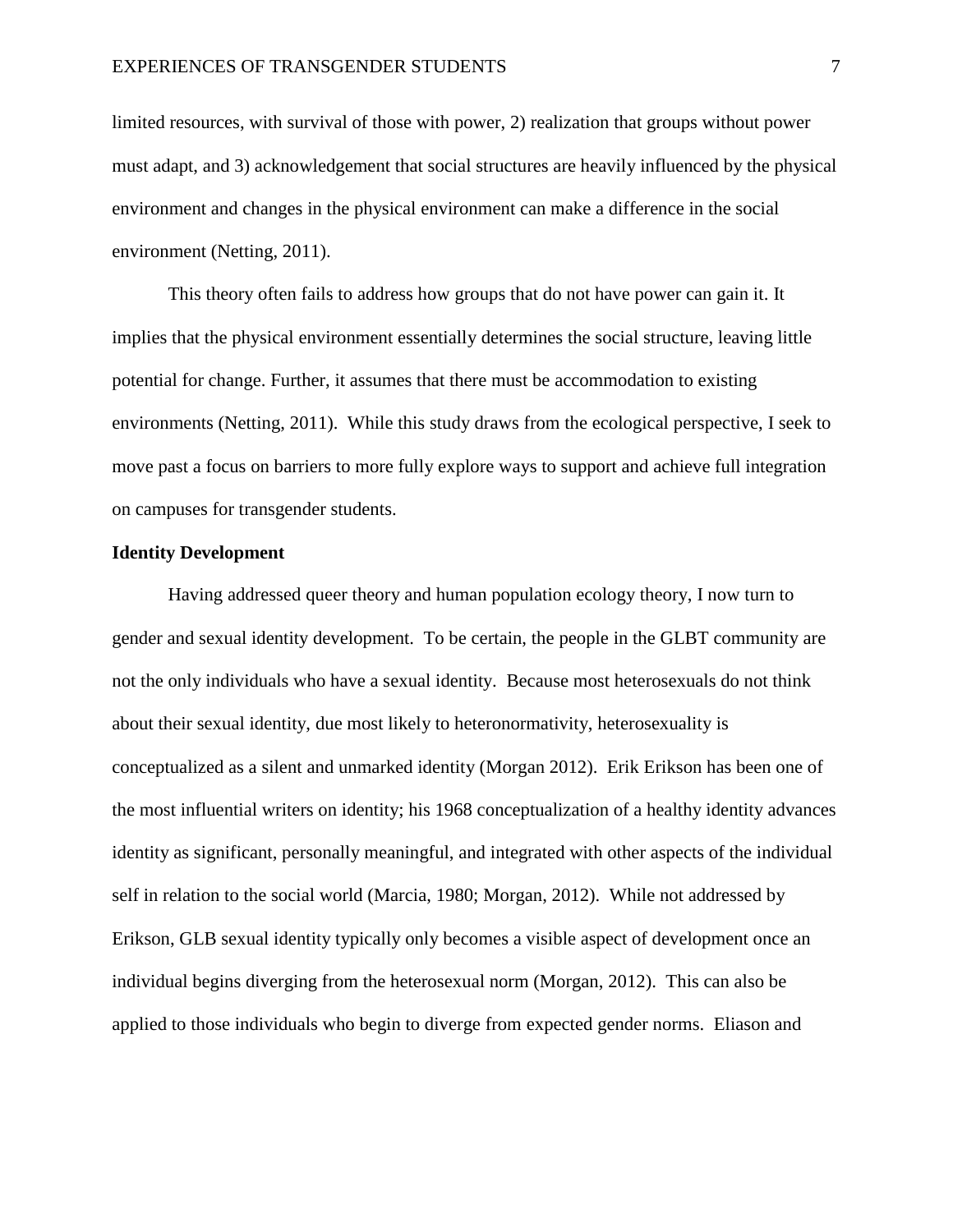limited resources, with survival of those with power, 2) realization that groups without power must adapt, and 3) acknowledgement that social structures are heavily influenced by the physical environment and changes in the physical environment can make a difference in the social environment (Netting, 2011).

This theory often fails to address how groups that do not have power can gain it. It implies that the physical environment essentially determines the social structure, leaving little potential for change. Further, it assumes that there must be accommodation to existing environments (Netting, 2011). While this study draws from the ecological perspective, I seek to move past a focus on barriers to more fully explore ways to support and achieve full integration on campuses for transgender students.

**Identity Development**

Having addressed queer theory and human population ecology theory, I now turn to gender and sexual identity development. To be certain, the people in the GLBT community are not the only individuals who have a sexual identity. Because most heterosexuals do not think about their sexual identity, due most likely to heteronormativity, heterosexuality is conceptualized as a silent and unmarked identity (Morgan 2012). Erik Erikson has been one of the most influential writers on identity; his 1968 conceptualization of a healthy identity advances identity as significant, personally meaningful, and integrated with other aspects of the individual self in relation to the social world (Marcia, 1980; Morgan, 2012). While not addressed by Erikson, GLB sexual identity typically only becomes a visible aspect of development once an individual begins diverging from the heterosexual norm (Morgan, 2012). This can also be applied to those individuals who begin to diverge from expected gender norms. Eliason and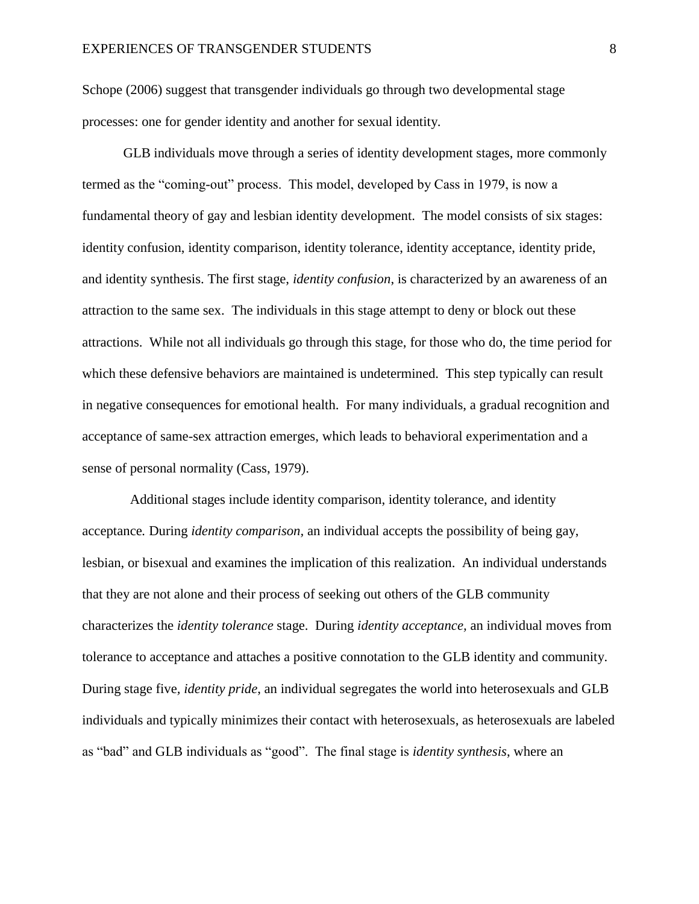Schope (2006) suggest that transgender individuals go through two developmental stage processes: one for gender identity and another for sexual identity.

GLB individuals move through a series of identity development stages, more commonly termed as the "coming-out" process. This model, developed by Cass in 1979, is now a fundamental theory of gay and lesbian identity development. The model consists of six stages: identity confusion, identity comparison, identity tolerance, identity acceptance, identity pride, and identity synthesis. The first stage, *identity confusion*, is characterized by an awareness of an attraction to the same sex. The individuals in this stage attempt to deny or block out these attractions. While not all individuals go through this stage, for those who do, the time period for which these defensive behaviors are maintained is undetermined. This step typically can result in negative consequences for emotional health. For many individuals, a gradual recognition and acceptance of same-sex attraction emerges, which leads to behavioral experimentation and a sense of personal normality (Cass, 1979).

Additional stages include identity comparison, identity tolerance, and identity acceptance. During *identity comparison,* an individual accepts the possibility of being gay, lesbian, or bisexual and examines the implication of this realization. An individual understands that they are not alone and their process of seeking out others of the GLB community characterizes the *identity tolerance* stage. During *identity acceptance*, an individual moves from tolerance to acceptance and attaches a positive connotation to the GLB identity and community. During stage five, *identity pride*, an individual segregates the world into heterosexuals and GLB individuals and typically minimizes their contact with heterosexuals, as heterosexuals are labeled as "bad" and GLB individuals as "good". The final stage is *identity synthesis*, where an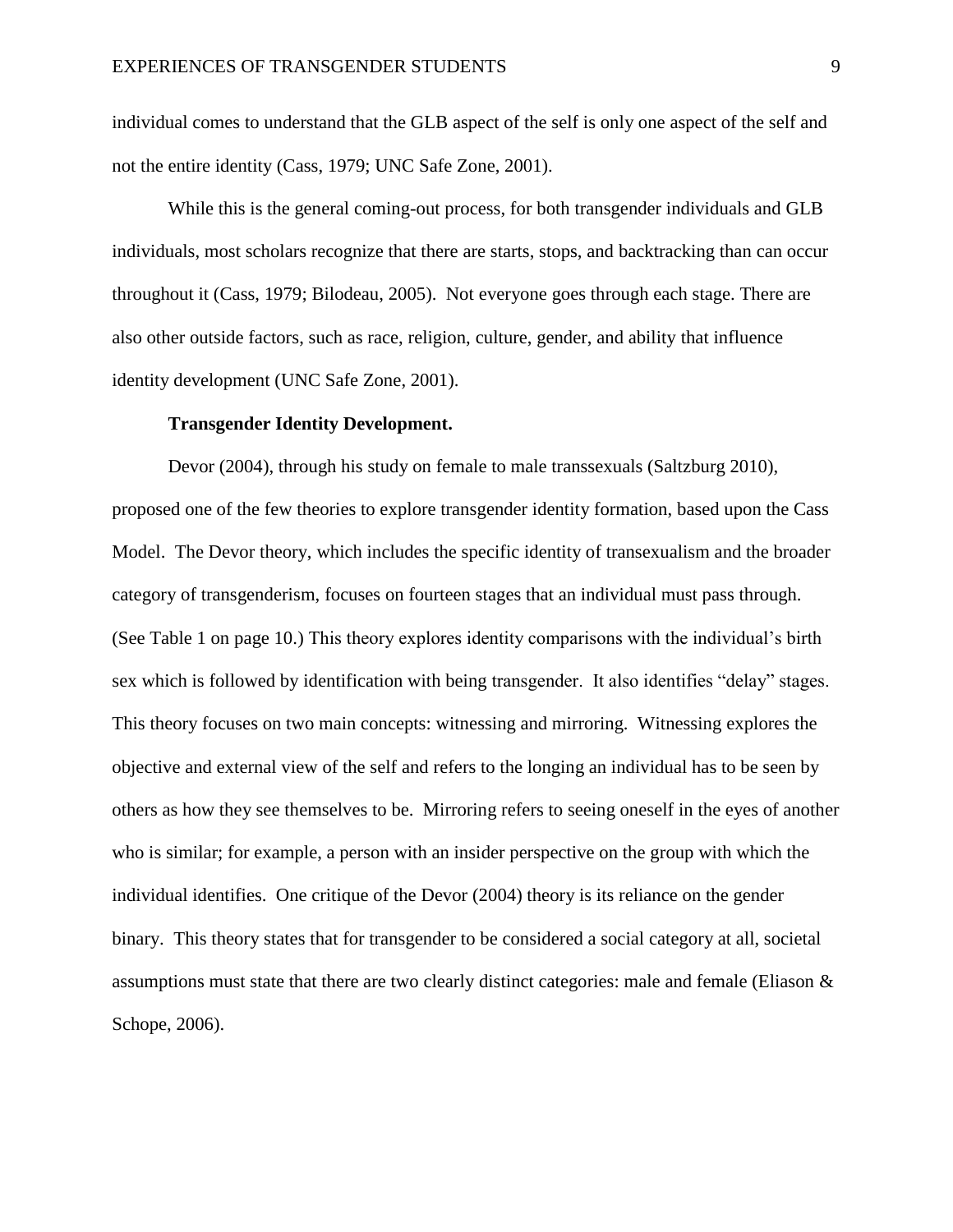individual comes to understand that the GLB aspect of the self is only one aspect of the self and not the entire identity (Cass, 1979; UNC Safe Zone, 2001).

While this is the general coming-out process, for both transgender individuals and GLB individuals, most scholars recognize that there are starts, stops, and backtracking than can occur throughout it (Cass, 1979; Bilodeau, 2005). Not everyone goes through each stage. There are also other outside factors, such as race, religion, culture, gender, and ability that influence identity development (UNC Safe Zone, 2001).

**Transgender Identity Development.**

Devor (2004), through his study on female to male transsexuals (Saltzburg 2010), proposed one of the few theories to explore transgender identity formation, based upon the Cass Model. The Devor theory, which includes the specific identity of transexualism and the broader category of transgenderism, focuses on fourteen stages that an individual must pass through. (See Table 1 on page 10.) This theory explores identity comparisons with the individual's birth sex which is followed by identification with being transgender. It also identifies "delay" stages. This theory focuses on two main concepts: witnessing and mirroring. Witnessing explores the objective and external view of the self and refers to the longing an individual has to be seen by others as how they see themselves to be. Mirroring refers to seeing oneself in the eyes of another who is similar; for example, a person with an insider perspective on the group with which the individual identifies. One critique of the Devor (2004) theory is its reliance on the gender binary. This theory states that for transgender to be considered a social category at all, societal assumptions must state that there are two clearly distinct categories: male and female (Eliason & Schope, 2006).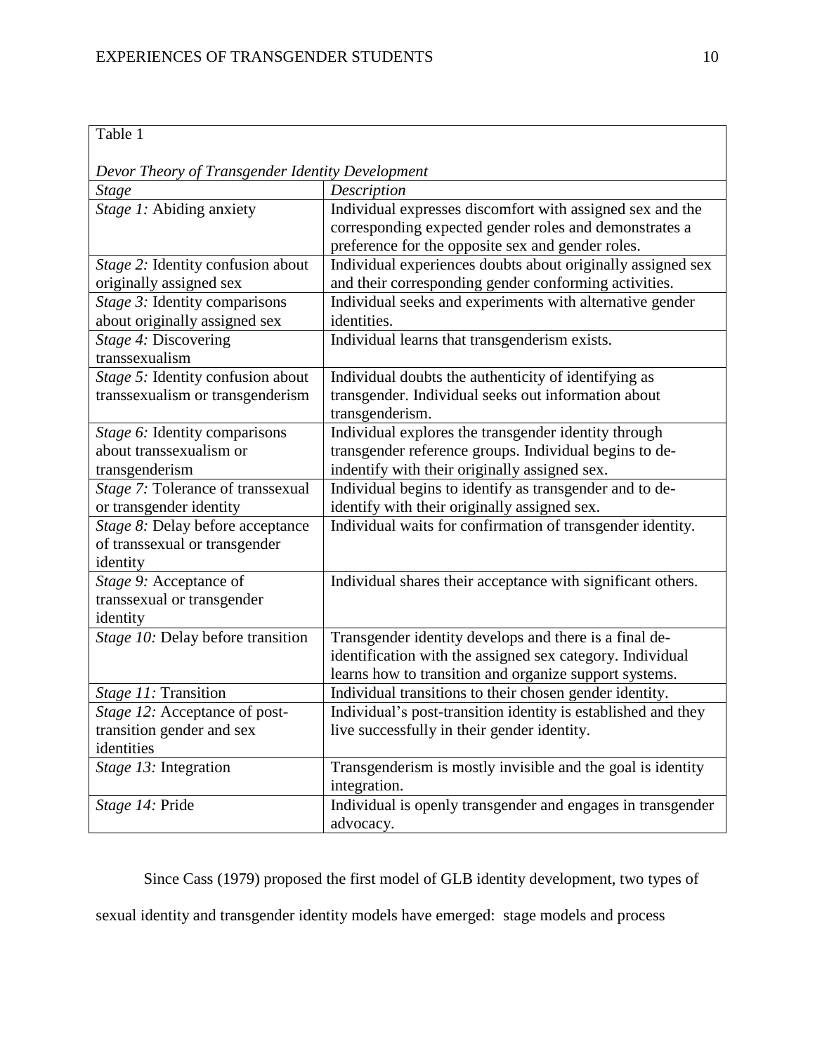Table 1

*Devor Theory of Transgender Identity Development*

| *Stage* | *Description* |
|---|---|
| *Stage 1:* Abiding anxiety | Individual expresses discomfort with assigned sex and the corresponding expected gender roles and demonstrates a preference for the opposite sex and gender roles. |
| *Stage 2:* Identity confusion about originally assigned sex | Individual experiences doubts about originally assigned sex and their corresponding gender conforming activities. |
| *Stage 3:* Identity comparisons about originally assigned sex | Individual seeks and experiments with alternative gender identities. |
| *Stage 4:* Discovering transsexualism | Individual learns that transgenderism exists. |
| *Stage 5:* Identity confusion about transsexualism or transgenderism | Individual doubts the authenticity of identifying as transgender. Individual seeks out information about transgenderism. |
| *Stage 6:* Identity comparisons about transsexualism or transgenderism | Individual explores the transgender identity through transgender reference groups. Individual begins to de-indentify with their originally assigned sex. |
| *Stage 7:* Tolerance of transsexual or transgender identity | Individual begins to identify as transgender and to de-identify with their originally assigned sex. |
| *Stage 8:* Delay before acceptance of transsexual or transgender identity | Individual waits for confirmation of transgender identity. |
| *Stage 9:* Acceptance of transsexual or transgender identity | Individual shares their acceptance with significant others. |
| *Stage 10:* Delay before transition | Transgender identity develops and there is a final de-identification with the assigned sex category. Individual learns how to transition and organize support systems. |
| *Stage 11:* Transition | Individual transitions to their chosen gender identity. |
| *Stage 12:* Acceptance of post-transition gender and sex identities | Individual's post-transition identity is established and they live successfully in their gender identity. |
| *Stage 13:* Integration | Transgenderism is mostly invisible and the goal is identity integration. |
| *Stage 14:* Pride | Individual is openly transgender and engages in transgender advocacy. |

Since Cass (1979) proposed the first model of GLB identity development, two types of sexual identity and transgender identity models have emerged: stage models and process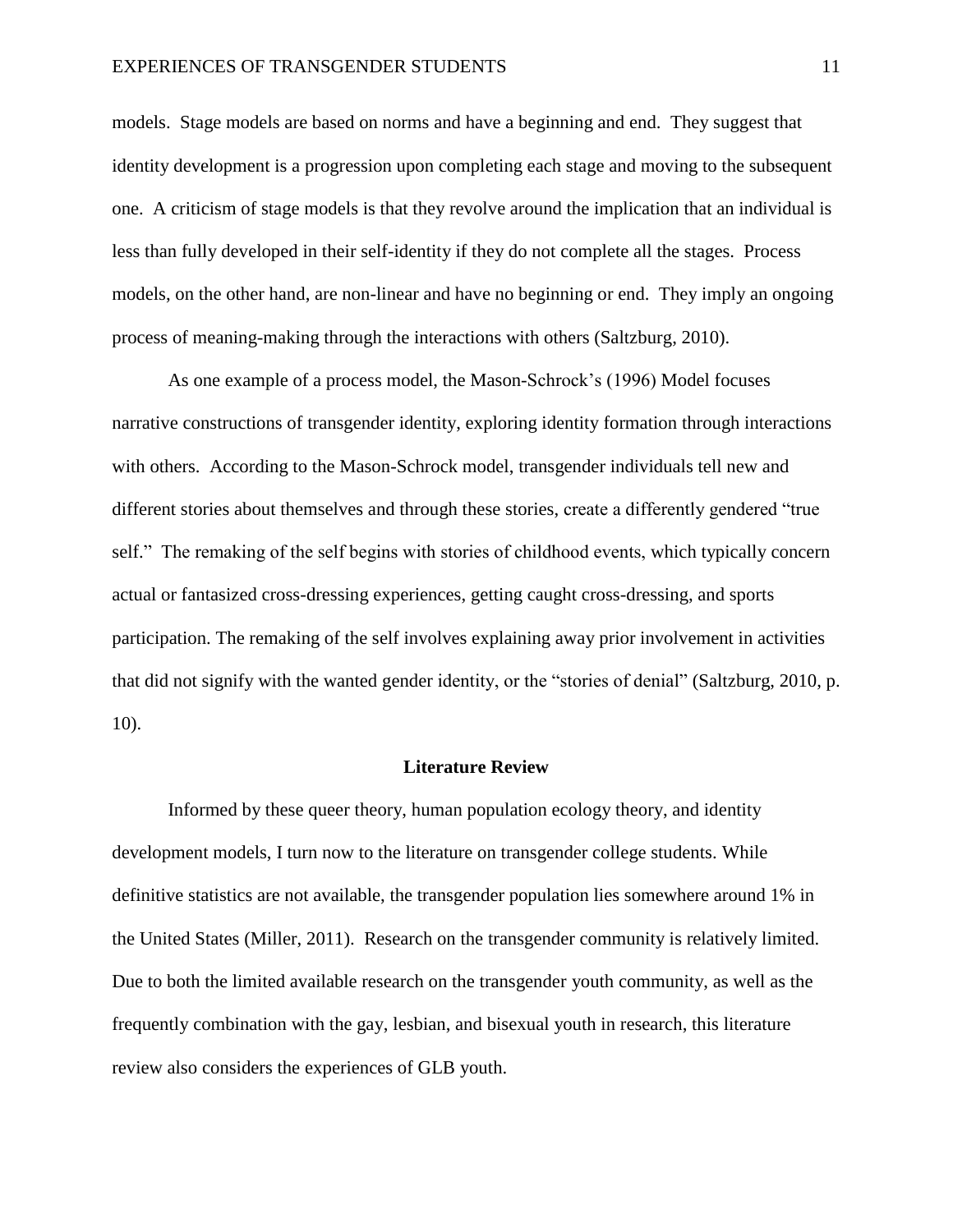models. Stage models are based on norms and have a beginning and end. They suggest that identity development is a progression upon completing each stage and moving to the subsequent one. A criticism of stage models is that they revolve around the implication that an individual is less than fully developed in their self-identity if they do not complete all the stages. Process models, on the other hand, are non-linear and have no beginning or end. They imply an ongoing process of meaning-making through the interactions with others (Saltzburg, 2010).

As one example of a process model, the Mason-Schrock's (1996) Model focuses narrative constructions of transgender identity, exploring identity formation through interactions with others. According to the Mason-Schrock model, transgender individuals tell new and different stories about themselves and through these stories, create a differently gendered "true self." The remaking of the self begins with stories of childhood events, which typically concern actual or fantasized cross-dressing experiences, getting caught cross-dressing, and sports participation. The remaking of the self involves explaining away prior involvement in activities that did not signify with the wanted gender identity, or the "stories of denial" (Saltzburg, 2010, p. 10).

## Literature Review

Informed by these queer theory, human population ecology theory, and identity development models, I turn now to the literature on transgender college students. While definitive statistics are not available, the transgender population lies somewhere around 1% in the United States (Miller, 2011). Research on the transgender community is relatively limited. Due to both the limited available research on the transgender youth community, as well as the frequently combination with the gay, lesbian, and bisexual youth in research, this literature review also considers the experiences of GLB youth.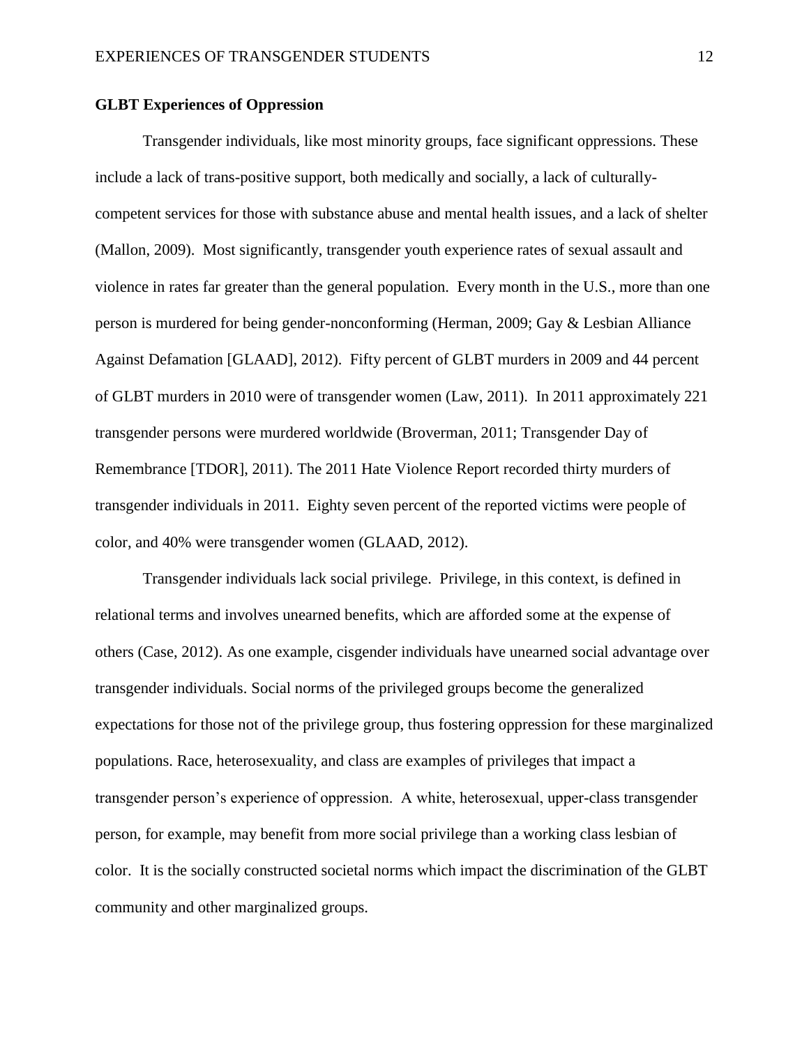**GLBT Experiences of Oppression**

Transgender individuals, like most minority groups, face significant oppressions. These include a lack of trans-positive support, both medically and socially, a lack of culturally-competent services for those with substance abuse and mental health issues, and a lack of shelter (Mallon, 2009). Most significantly, transgender youth experience rates of sexual assault and violence in rates far greater than the general population. Every month in the U.S., more than one person is murdered for being gender-nonconforming (Herman, 2009; Gay & Lesbian Alliance Against Defamation [GLAAD], 2012). Fifty percent of GLBT murders in 2009 and 44 percent of GLBT murders in 2010 were of transgender women (Law, 2011). In 2011 approximately 221 transgender persons were murdered worldwide (Broverman, 2011; Transgender Day of Remembrance [TDOR], 2011). The 2011 Hate Violence Report recorded thirty murders of transgender individuals in 2011. Eighty seven percent of the reported victims were people of color, and 40% were transgender women (GLAAD, 2012).

Transgender individuals lack social privilege. Privilege, in this context, is defined in relational terms and involves unearned benefits, which are afforded some at the expense of others (Case, 2012). As one example, cisgender individuals have unearned social advantage over transgender individuals. Social norms of the privileged groups become the generalized expectations for those not of the privilege group, thus fostering oppression for these marginalized populations. Race, heterosexuality, and class are examples of privileges that impact a transgender person's experience of oppression. A white, heterosexual, upper-class transgender person, for example, may benefit from more social privilege than a working class lesbian of color. It is the socially constructed societal norms which impact the discrimination of the GLBT community and other marginalized groups.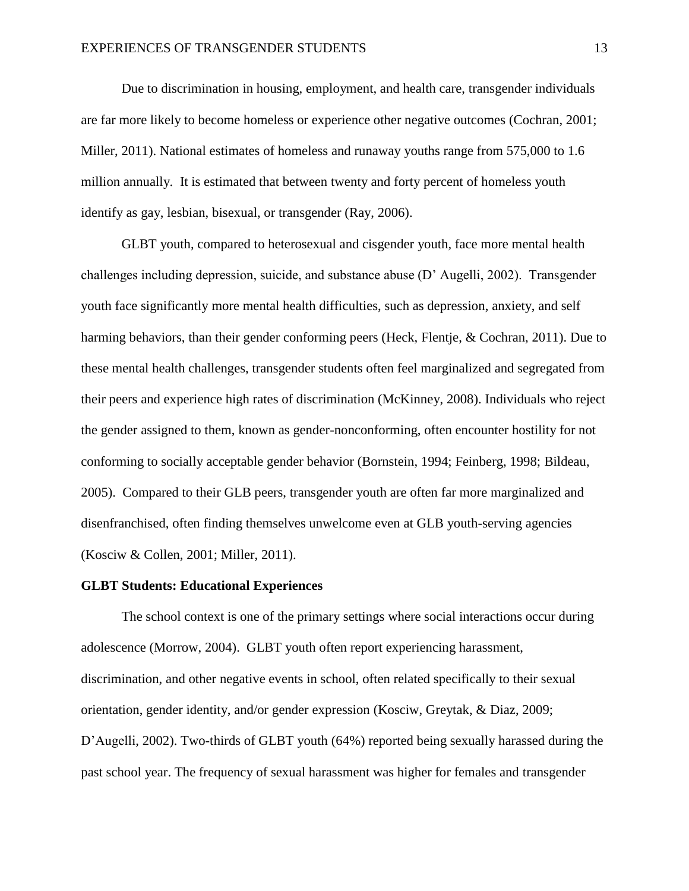Due to discrimination in housing, employment, and health care, transgender individuals are far more likely to become homeless or experience other negative outcomes (Cochran, 2001; Miller, 2011). National estimates of homeless and runaway youths range from 575,000 to 1.6 million annually. It is estimated that between twenty and forty percent of homeless youth identify as gay, lesbian, bisexual, or transgender (Ray, 2006).

GLBT youth, compared to heterosexual and cisgender youth, face more mental health challenges including depression, suicide, and substance abuse (D' Augelli, 2002). Transgender youth face significantly more mental health difficulties, such as depression, anxiety, and self harming behaviors, than their gender conforming peers (Heck, Flentje, & Cochran, 2011). Due to these mental health challenges, transgender students often feel marginalized and segregated from their peers and experience high rates of discrimination (McKinney, 2008). Individuals who reject the gender assigned to them, known as gender-nonconforming, often encounter hostility for not conforming to socially acceptable gender behavior (Bornstein, 1994; Feinberg, 1998; Bildeau, 2005). Compared to their GLB peers, transgender youth are often far more marginalized and disenfranchised, often finding themselves unwelcome even at GLB youth-serving agencies (Kosciw & Collen, 2001; Miller, 2011).

**GLBT Students: Educational Experiences**

The school context is one of the primary settings where social interactions occur during adolescence (Morrow, 2004). GLBT youth often report experiencing harassment, discrimination, and other negative events in school, often related specifically to their sexual orientation, gender identity, and/or gender expression (Kosciw, Greytak, & Diaz, 2009; D'Augelli, 2002). Two-thirds of GLBT youth (64%) reported being sexually harassed during the past school year. The frequency of sexual harassment was higher for females and transgender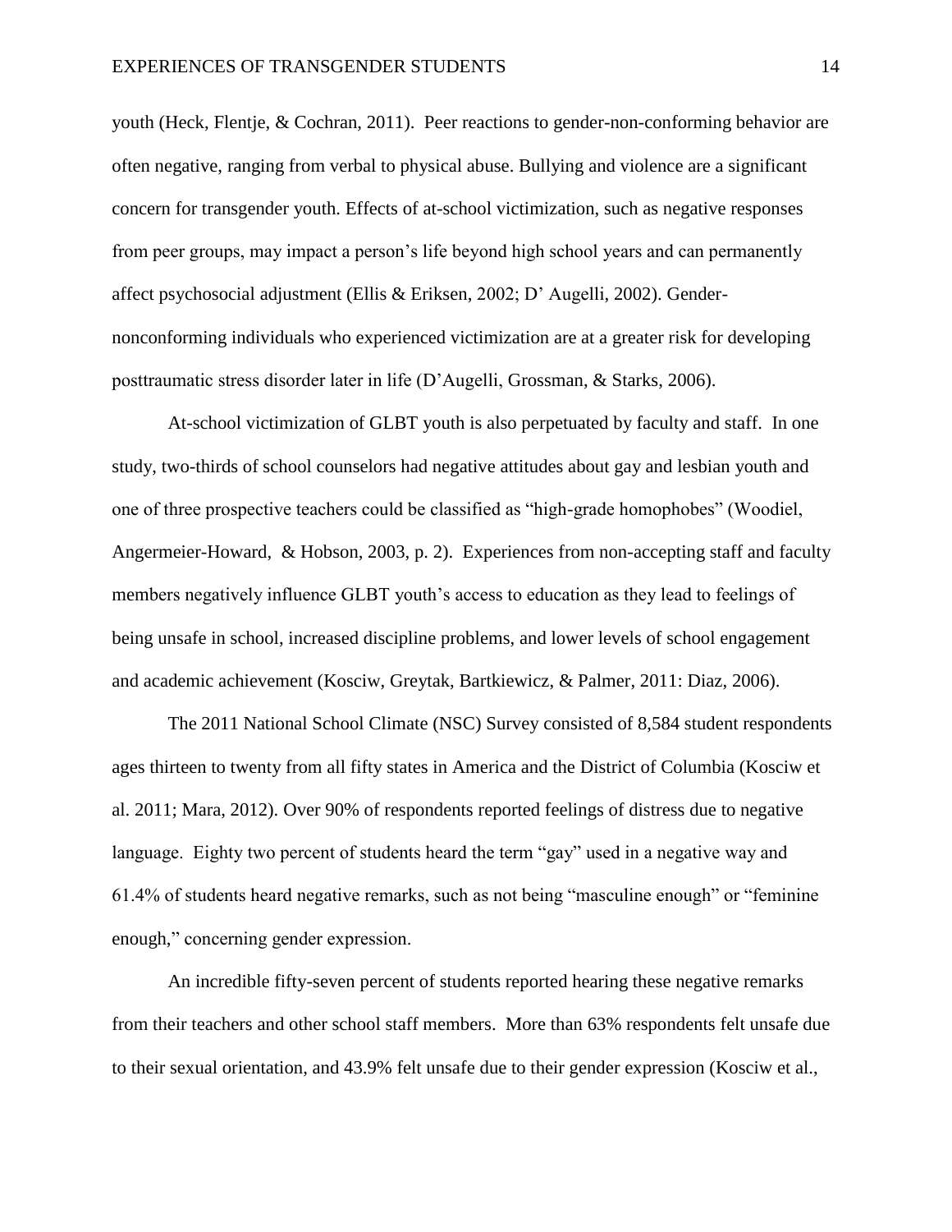youth (Heck, Flentje, & Cochran, 2011). Peer reactions to gender-non-conforming behavior are often negative, ranging from verbal to physical abuse. Bullying and violence are a significant concern for transgender youth. Effects of at-school victimization, such as negative responses from peer groups, may impact a person's life beyond high school years and can permanently affect psychosocial adjustment (Ellis & Eriksen, 2002; D' Augelli, 2002). Gender-nonconforming individuals who experienced victimization are at a greater risk for developing posttraumatic stress disorder later in life (D'Augelli, Grossman, & Starks, 2006).

At-school victimization of GLBT youth is also perpetuated by faculty and staff. In one study, two-thirds of school counselors had negative attitudes about gay and lesbian youth and one of three prospective teachers could be classified as "high-grade homophobes" (Woodiel, Angermeier-Howard, & Hobson, 2003, p. 2). Experiences from non-accepting staff and faculty members negatively influence GLBT youth's access to education as they lead to feelings of being unsafe in school, increased discipline problems, and lower levels of school engagement and academic achievement (Kosciw, Greytak, Bartkiewicz, & Palmer, 2011: Diaz, 2006).

The 2011 National School Climate (NSC) Survey consisted of 8,584 student respondents ages thirteen to twenty from all fifty states in America and the District of Columbia (Kosciw et al. 2011; Mara, 2012). Over 90% of respondents reported feelings of distress due to negative language. Eighty two percent of students heard the term "gay" used in a negative way and 61.4% of students heard negative remarks, such as not being "masculine enough" or "feminine enough," concerning gender expression.

An incredible fifty-seven percent of students reported hearing these negative remarks from their teachers and other school staff members. More than 63% respondents felt unsafe due to their sexual orientation, and 43.9% felt unsafe due to their gender expression (Kosciw et al.,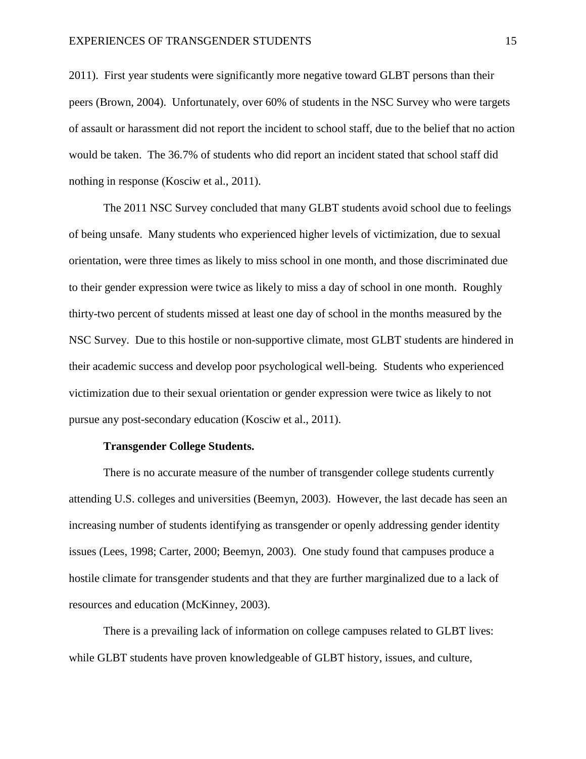2011). First year students were significantly more negative toward GLBT persons than their peers (Brown, 2004). Unfortunately, over 60% of students in the NSC Survey who were targets of assault or harassment did not report the incident to school staff, due to the belief that no action would be taken. The 36.7% of students who did report an incident stated that school staff did nothing in response (Kosciw et al., 2011).

The 2011 NSC Survey concluded that many GLBT students avoid school due to feelings of being unsafe. Many students who experienced higher levels of victimization, due to sexual orientation, were three times as likely to miss school in one month, and those discriminated due to their gender expression were twice as likely to miss a day of school in one month. Roughly thirty-two percent of students missed at least one day of school in the months measured by the NSC Survey. Due to this hostile or non-supportive climate, most GLBT students are hindered in their academic success and develop poor psychological well-being. Students who experienced victimization due to their sexual orientation or gender expression were twice as likely to not pursue any post-secondary education (Kosciw et al., 2011).

**Transgender College Students.**

There is no accurate measure of the number of transgender college students currently attending U.S. colleges and universities (Beemyn, 2003). However, the last decade has seen an increasing number of students identifying as transgender or openly addressing gender identity issues (Lees, 1998; Carter, 2000; Beemyn, 2003). One study found that campuses produce a hostile climate for transgender students and that they are further marginalized due to a lack of resources and education (McKinney, 2003).

There is a prevailing lack of information on college campuses related to GLBT lives: while GLBT students have proven knowledgeable of GLBT history, issues, and culture,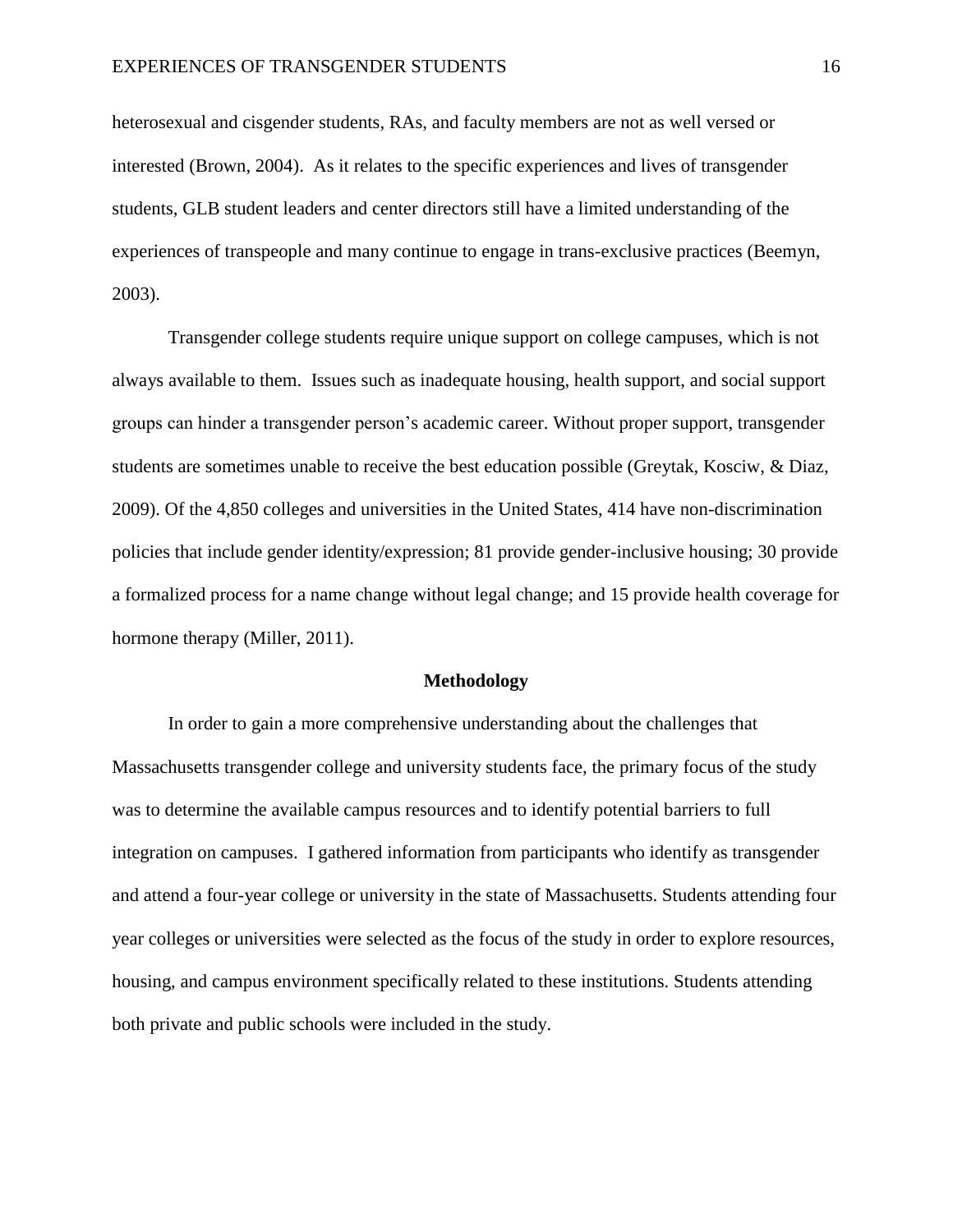heterosexual and cisgender students, RAs, and faculty members are not as well versed or interested (Brown, 2004). As it relates to the specific experiences and lives of transgender students, GLB student leaders and center directors still have a limited understanding of the experiences of transpeople and many continue to engage in trans-exclusive practices (Beemyn, 2003).

Transgender college students require unique support on college campuses, which is not always available to them. Issues such as inadequate housing, health support, and social support groups can hinder a transgender person's academic career. Without proper support, transgender students are sometimes unable to receive the best education possible (Greytak, Kosciw, & Diaz, 2009). Of the 4,850 colleges and universities in the United States, 414 have non-discrimination policies that include gender identity/expression; 81 provide gender-inclusive housing; 30 provide a formalized process for a name change without legal change; and 15 provide health coverage for hormone therapy (Miller, 2011).

## Methodology

In order to gain a more comprehensive understanding about the challenges that Massachusetts transgender college and university students face, the primary focus of the study was to determine the available campus resources and to identify potential barriers to full integration on campuses. I gathered information from participants who identify as transgender and attend a four-year college or university in the state of Massachusetts. Students attending four year colleges or universities were selected as the focus of the study in order to explore resources, housing, and campus environment specifically related to these institutions. Students attending both private and public schools were included in the study.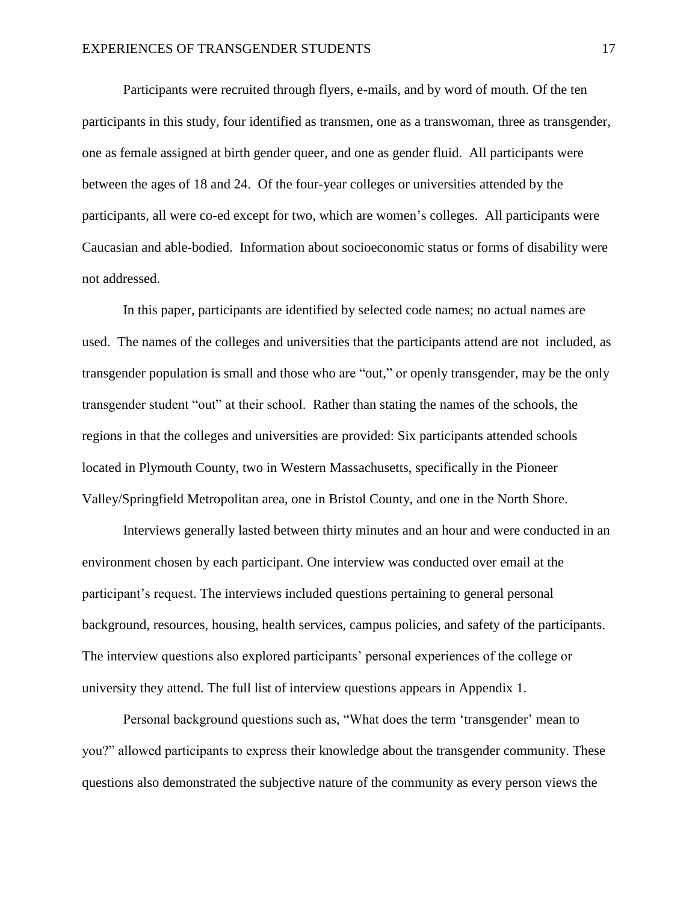Participants were recruited through flyers, e-mails, and by word of mouth. Of the ten participants in this study, four identified as transmen, one as a transwoman, three as transgender, one as female assigned at birth gender queer, and one as gender fluid. All participants were between the ages of 18 and 24. Of the four-year colleges or universities attended by the participants, all were co-ed except for two, which are women's colleges. All participants were Caucasian and able-bodied. Information about socioeconomic status or forms of disability were not addressed.

In this paper, participants are identified by selected code names; no actual names are used. The names of the colleges and universities that the participants attend are not included, as transgender population is small and those who are "out," or openly transgender, may be the only transgender student "out" at their school. Rather than stating the names of the schools, the regions in that the colleges and universities are provided: Six participants attended schools located in Plymouth County, two in Western Massachusetts, specifically in the Pioneer Valley/Springfield Metropolitan area, one in Bristol County, and one in the North Shore.

Interviews generally lasted between thirty minutes and an hour and were conducted in an environment chosen by each participant. One interview was conducted over email at the participant's request. The interviews included questions pertaining to general personal background, resources, housing, health services, campus policies, and safety of the participants. The interview questions also explored participants' personal experiences of the college or university they attend. The full list of interview questions appears in Appendix 1.

Personal background questions such as, "What does the term 'transgender' mean to you?" allowed participants to express their knowledge about the transgender community. These questions also demonstrated the subjective nature of the community as every person views the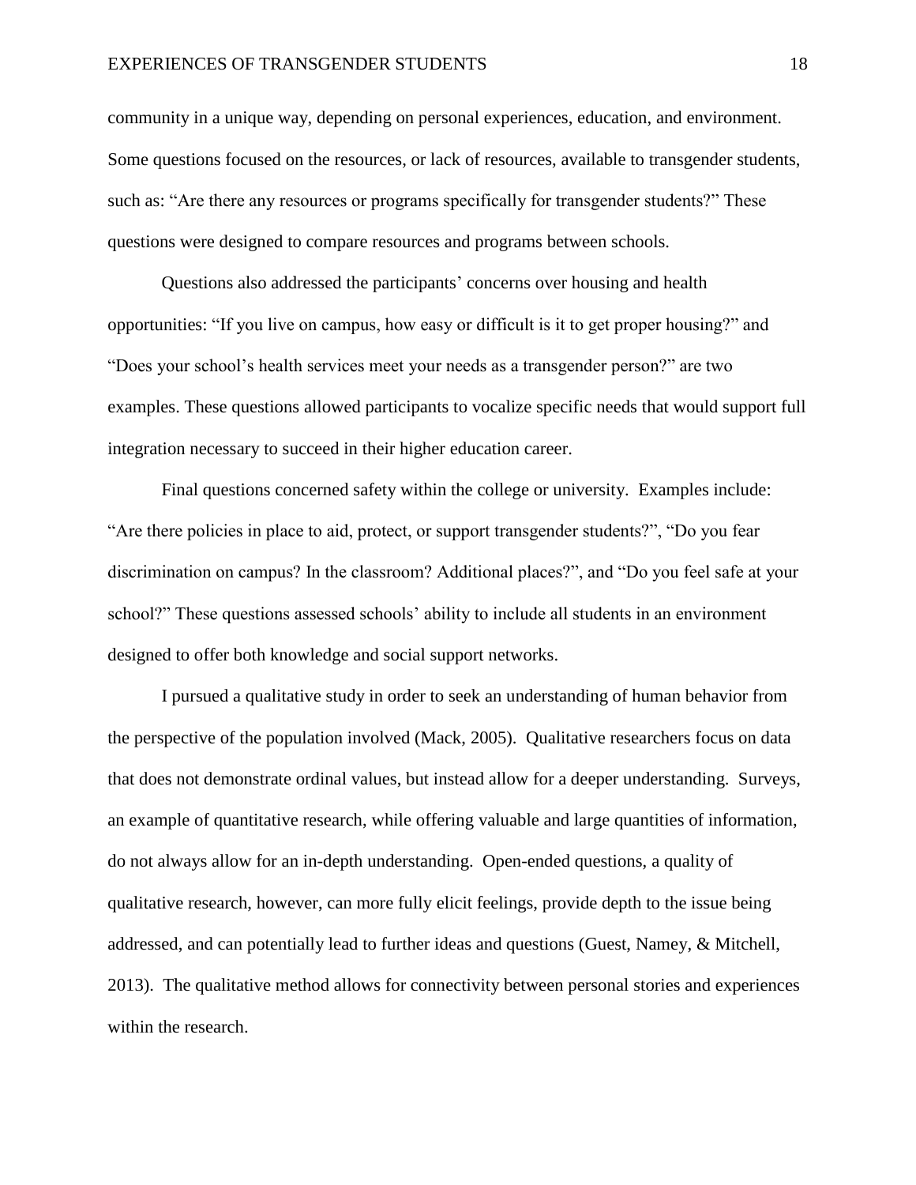community in a unique way, depending on personal experiences, education, and environment. Some questions focused on the resources, or lack of resources, available to transgender students, such as: "Are there any resources or programs specifically for transgender students?" These questions were designed to compare resources and programs between schools.

Questions also addressed the participants' concerns over housing and health opportunities: "If you live on campus, how easy or difficult is it to get proper housing?" and "Does your school's health services meet your needs as a transgender person?" are two examples. These questions allowed participants to vocalize specific needs that would support full integration necessary to succeed in their higher education career.

Final questions concerned safety within the college or university. Examples include: "Are there policies in place to aid, protect, or support transgender students?", "Do you fear discrimination on campus? In the classroom? Additional places?", and "Do you feel safe at your school?" These questions assessed schools' ability to include all students in an environment designed to offer both knowledge and social support networks.

I pursued a qualitative study in order to seek an understanding of human behavior from the perspective of the population involved (Mack, 2005). Qualitative researchers focus on data that does not demonstrate ordinal values, but instead allow for a deeper understanding. Surveys, an example of quantitative research, while offering valuable and large quantities of information, do not always allow for an in-depth understanding. Open-ended questions, a quality of qualitative research, however, can more fully elicit feelings, provide depth to the issue being addressed, and can potentially lead to further ideas and questions (Guest, Namey, & Mitchell, 2013). The qualitative method allows for connectivity between personal stories and experiences within the research.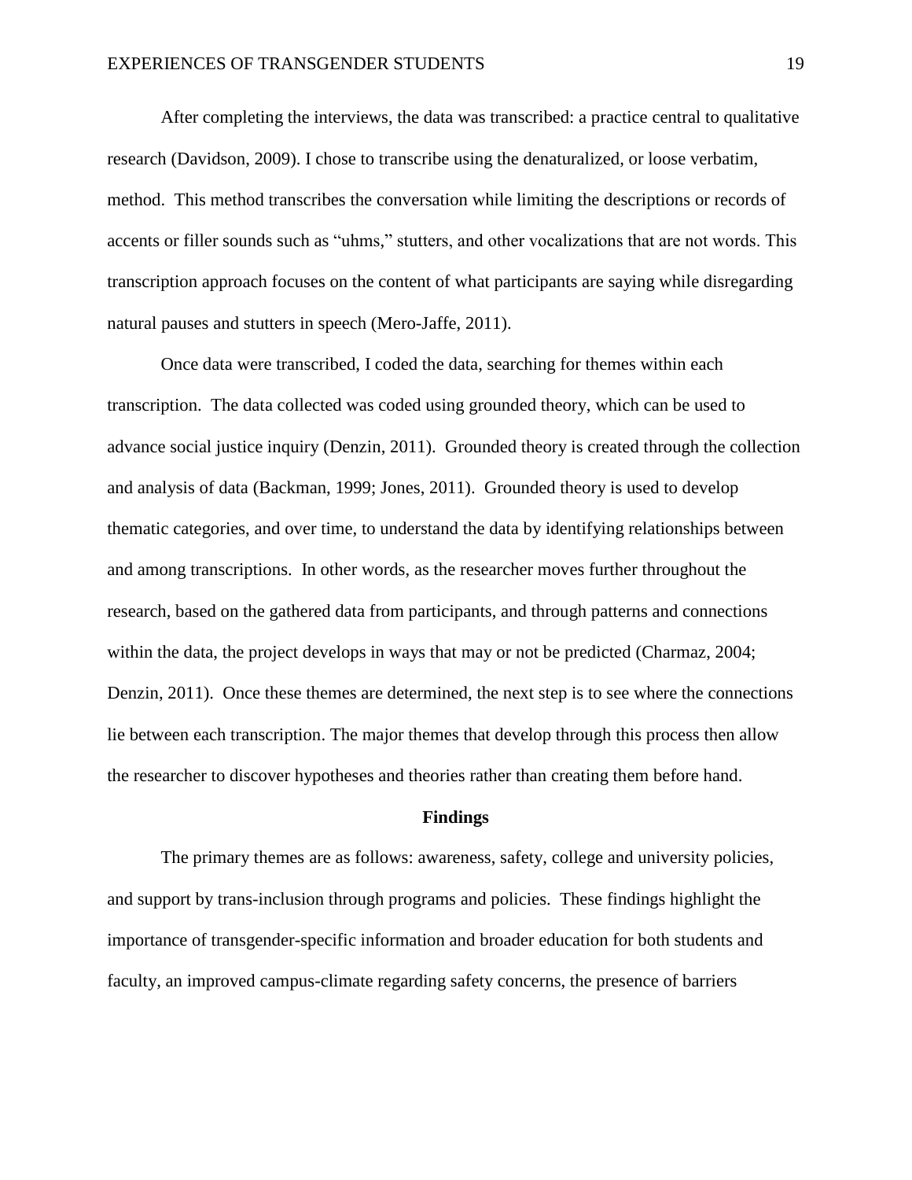After completing the interviews, the data was transcribed: a practice central to qualitative research (Davidson, 2009). I chose to transcribe using the denaturalized, or loose verbatim, method. This method transcribes the conversation while limiting the descriptions or records of accents or filler sounds such as "uhms," stutters, and other vocalizations that are not words. This transcription approach focuses on the content of what participants are saying while disregarding natural pauses and stutters in speech (Mero-Jaffe, 2011).

Once data were transcribed, I coded the data, searching for themes within each transcription. The data collected was coded using grounded theory, which can be used to advance social justice inquiry (Denzin, 2011). Grounded theory is created through the collection and analysis of data (Backman, 1999; Jones, 2011). Grounded theory is used to develop thematic categories, and over time, to understand the data by identifying relationships between and among transcriptions. In other words, as the researcher moves further throughout the research, based on the gathered data from participants, and through patterns and connections within the data, the project develops in ways that may or not be predicted (Charmaz, 2004; Denzin, 2011). Once these themes are determined, the next step is to see where the connections lie between each transcription. The major themes that develop through this process then allow the researcher to discover hypotheses and theories rather than creating them before hand.

## Findings

The primary themes are as follows: awareness, safety, college and university policies, and support by trans-inclusion through programs and policies. These findings highlight the importance of transgender-specific information and broader education for both students and faculty, an improved campus-climate regarding safety concerns, the presence of barriers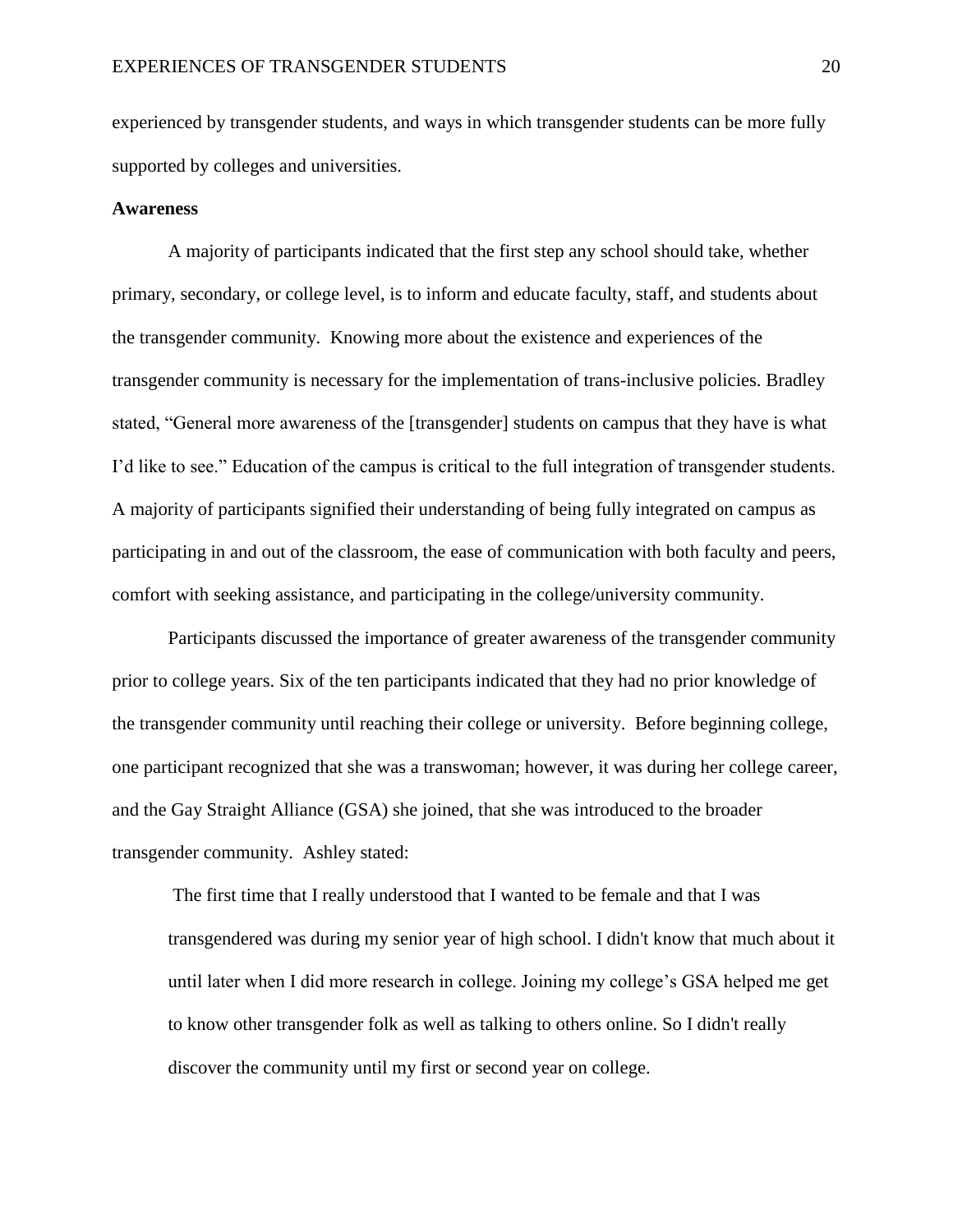experienced by transgender students, and ways in which transgender students can be more fully supported by colleges and universities.

**Awareness**

A majority of participants indicated that the first step any school should take, whether primary, secondary, or college level, is to inform and educate faculty, staff, and students about the transgender community. Knowing more about the existence and experiences of the transgender community is necessary for the implementation of trans-inclusive policies. Bradley stated, "General more awareness of the [transgender] students on campus that they have is what I'd like to see." Education of the campus is critical to the full integration of transgender students. A majority of participants signified their understanding of being fully integrated on campus as participating in and out of the classroom, the ease of communication with both faculty and peers, comfort with seeking assistance, and participating in the college/university community.

Participants discussed the importance of greater awareness of the transgender community prior to college years. Six of the ten participants indicated that they had no prior knowledge of the transgender community until reaching their college or university. Before beginning college, one participant recognized that she was a transwoman; however, it was during her college career, and the Gay Straight Alliance (GSA) she joined, that she was introduced to the broader transgender community. Ashley stated:

> The first time that I really understood that I wanted to be female and that I was transgendered was during my senior year of high school. I didn't know that much about it until later when I did more research in college. Joining my college's GSA helped me get to know other transgender folk as well as talking to others online. So I didn't really discover the community until my first or second year on college.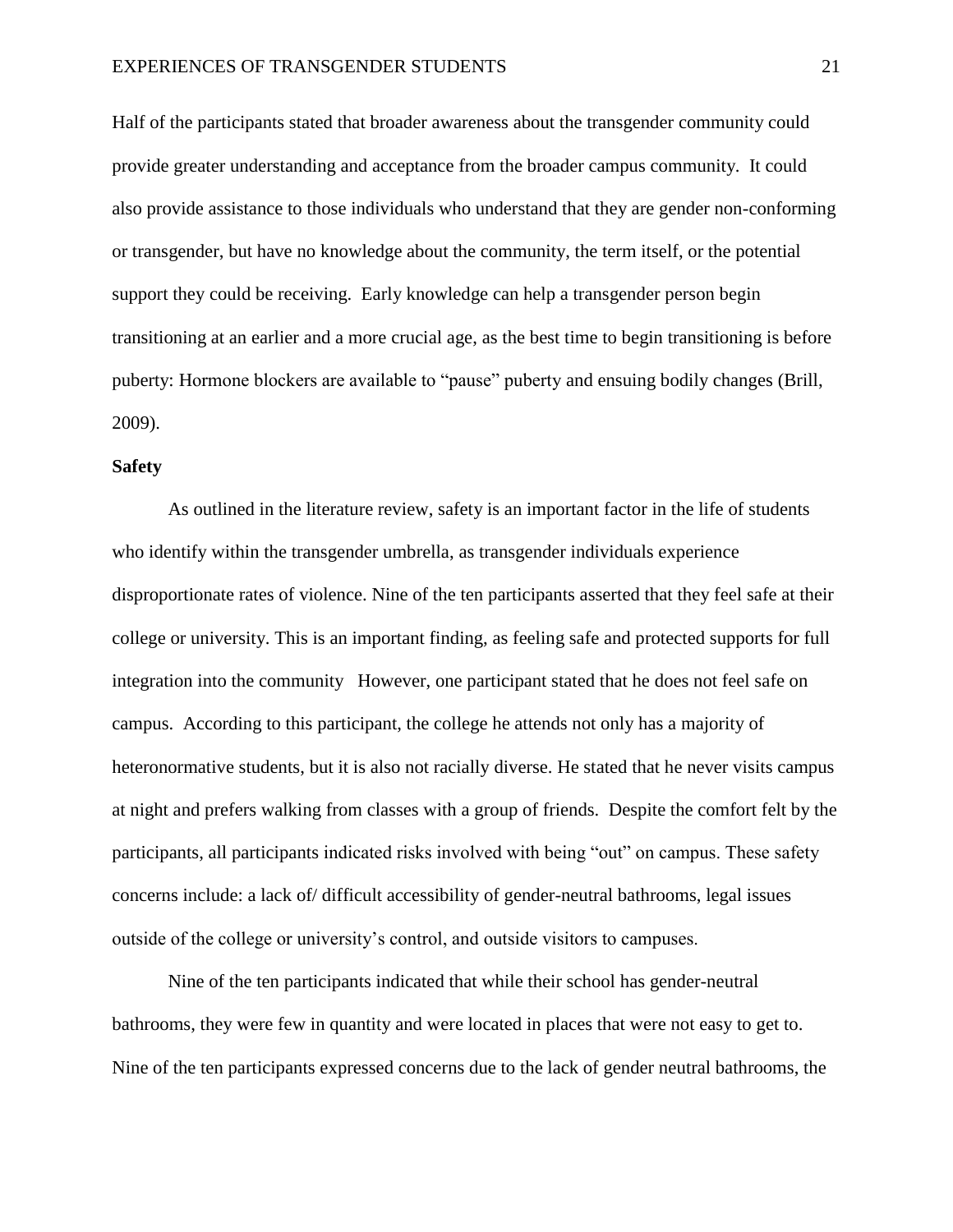Half of the participants stated that broader awareness about the transgender community could provide greater understanding and acceptance from the broader campus community. It could also provide assistance to those individuals who understand that they are gender non-conforming or transgender, but have no knowledge about the community, the term itself, or the potential support they could be receiving. Early knowledge can help a transgender person begin transitioning at an earlier and a more crucial age, as the best time to begin transitioning is before puberty: Hormone blockers are available to "pause" puberty and ensuing bodily changes (Brill, 2009).

**Safety**

As outlined in the literature review, safety is an important factor in the life of students who identify within the transgender umbrella, as transgender individuals experience disproportionate rates of violence. Nine of the ten participants asserted that they feel safe at their college or university. This is an important finding, as feeling safe and protected supports for full integration into the community However, one participant stated that he does not feel safe on campus. According to this participant, the college he attends not only has a majority of heteronormative students, but it is also not racially diverse. He stated that he never visits campus at night and prefers walking from classes with a group of friends. Despite the comfort felt by the participants, all participants indicated risks involved with being "out" on campus. These safety concerns include: a lack of/ difficult accessibility of gender-neutral bathrooms, legal issues outside of the college or university's control, and outside visitors to campuses.

Nine of the ten participants indicated that while their school has gender-neutral bathrooms, they were few in quantity and were located in places that were not easy to get to. Nine of the ten participants expressed concerns due to the lack of gender neutral bathrooms, the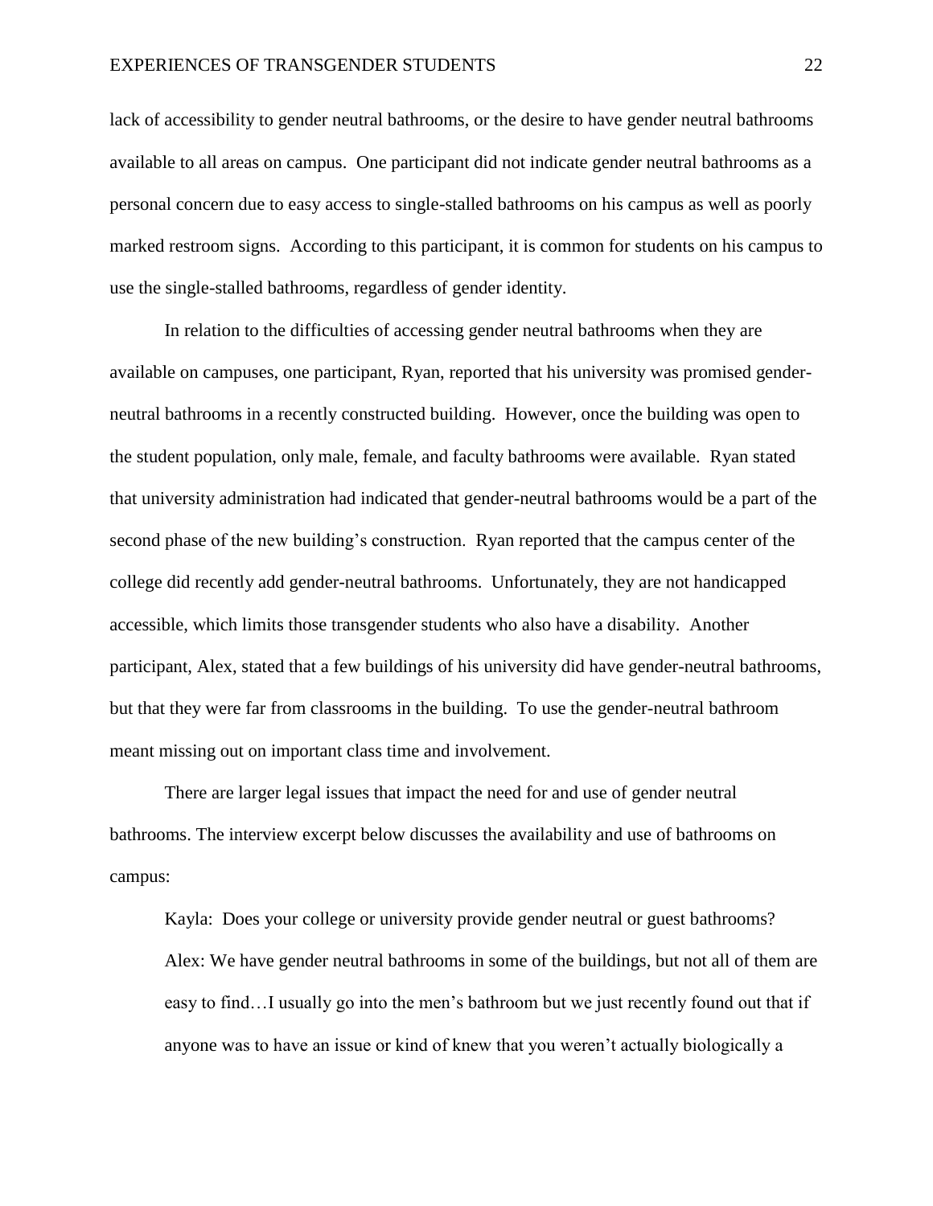lack of accessibility to gender neutral bathrooms, or the desire to have gender neutral bathrooms available to all areas on campus. One participant did not indicate gender neutral bathrooms as a personal concern due to easy access to single-stalled bathrooms on his campus as well as poorly marked restroom signs. According to this participant, it is common for students on his campus to use the single-stalled bathrooms, regardless of gender identity.

In relation to the difficulties of accessing gender neutral bathrooms when they are available on campuses, one participant, Ryan, reported that his university was promised gender-neutral bathrooms in a recently constructed building. However, once the building was open to the student population, only male, female, and faculty bathrooms were available. Ryan stated that university administration had indicated that gender-neutral bathrooms would be a part of the second phase of the new building's construction. Ryan reported that the campus center of the college did recently add gender-neutral bathrooms. Unfortunately, they are not handicapped accessible, which limits those transgender students who also have a disability. Another participant, Alex, stated that a few buildings of his university did have gender-neutral bathrooms, but that they were far from classrooms in the building. To use the gender-neutral bathroom meant missing out on important class time and involvement.

There are larger legal issues that impact the need for and use of gender neutral bathrooms. The interview excerpt below discusses the availability and use of bathrooms on campus:

> Kayla: Does your college or university provide gender neutral or guest bathrooms?
> Alex: We have gender neutral bathrooms in some of the buildings, but not all of them are easy to find…I usually go into the men's bathroom but we just recently found out that if anyone was to have an issue or kind of knew that you weren't actually biologically a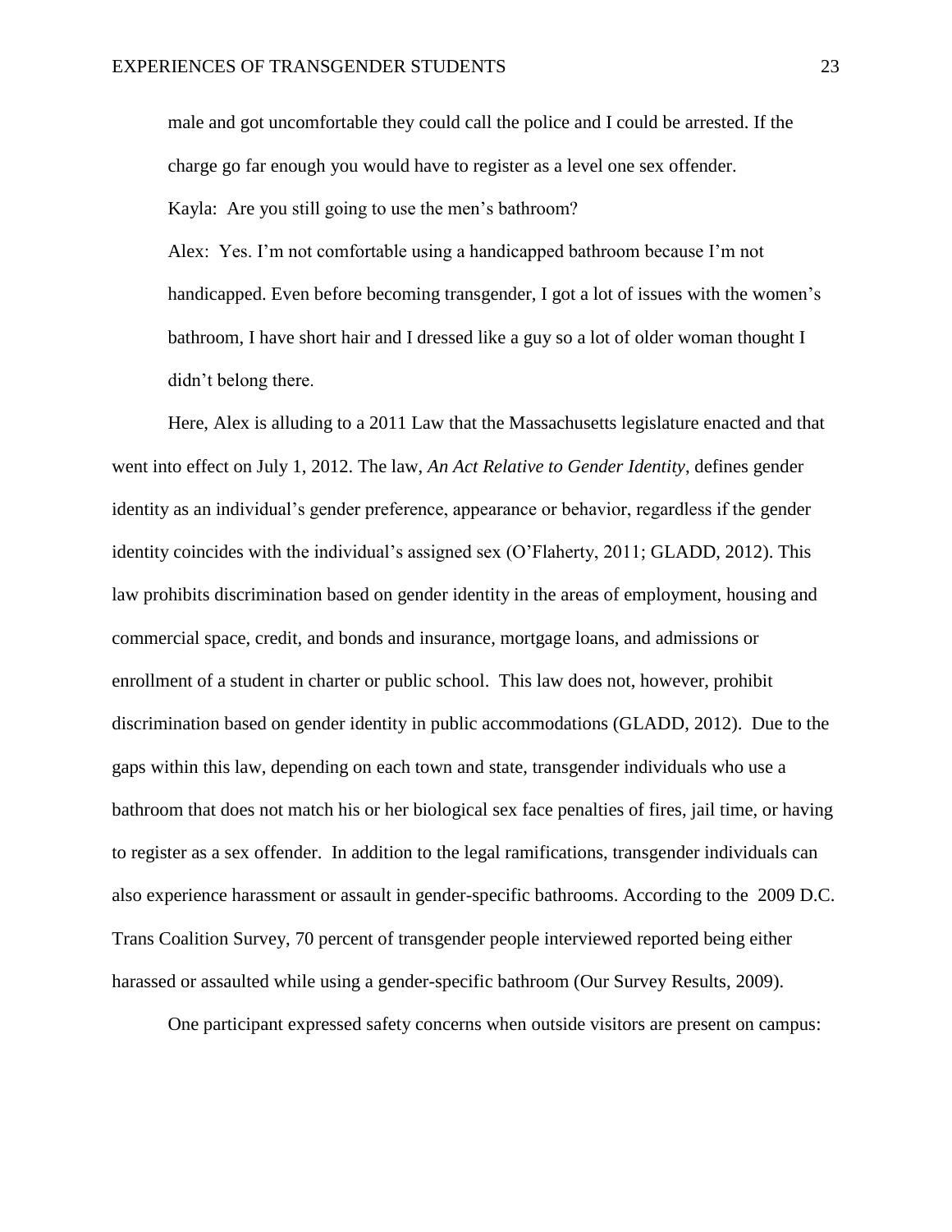male and got uncomfortable they could call the police and I could be arrested. If the charge go far enough you would have to register as a level one sex offender.

Kayla: Are you still going to use the men's bathroom?

Alex: Yes. I'm not comfortable using a handicapped bathroom because I'm not handicapped. Even before becoming transgender, I got a lot of issues with the women's bathroom, I have short hair and I dressed like a guy so a lot of older woman thought I didn't belong there.

Here, Alex is alluding to a 2011 Law that the Massachusetts legislature enacted and that went into effect on July 1, 2012. The law, *An Act Relative to Gender Identity*, defines gender identity as an individual's gender preference, appearance or behavior, regardless if the gender identity coincides with the individual's assigned sex (O'Flaherty, 2011; GLADD, 2012). This law prohibits discrimination based on gender identity in the areas of employment, housing and commercial space, credit, and bonds and insurance, mortgage loans, and admissions or enrollment of a student in charter or public school. This law does not, however, prohibit discrimination based on gender identity in public accommodations (GLADD, 2012). Due to the gaps within this law, depending on each town and state, transgender individuals who use a bathroom that does not match his or her biological sex face penalties of fires, jail time, or having to register as a sex offender. In addition to the legal ramifications, transgender individuals can also experience harassment or assault in gender-specific bathrooms. According to the 2009 D.C. Trans Coalition Survey, 70 percent of transgender people interviewed reported being either harassed or assaulted while using a gender-specific bathroom (Our Survey Results, 2009).

One participant expressed safety concerns when outside visitors are present on campus: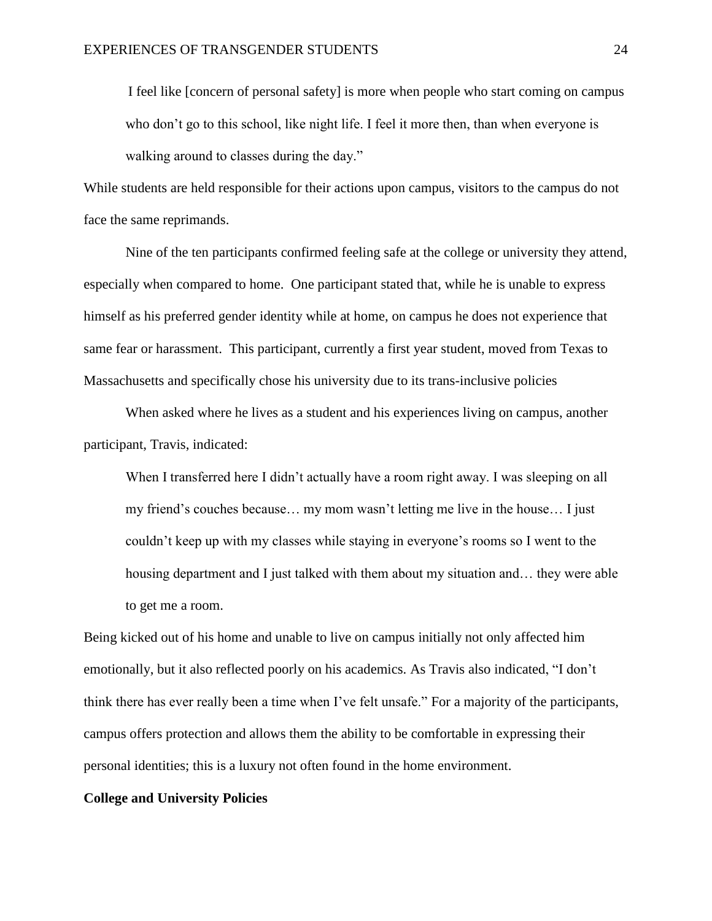> I feel like [concern of personal safety] is more when people who start coming on campus who don't go to this school, like night life. I feel it more then, than when everyone is walking around to classes during the day."

While students are held responsible for their actions upon campus, visitors to the campus do not face the same reprimands.

Nine of the ten participants confirmed feeling safe at the college or university they attend, especially when compared to home. One participant stated that, while he is unable to express himself as his preferred gender identity while at home, on campus he does not experience that same fear or harassment. This participant, currently a first year student, moved from Texas to Massachusetts and specifically chose his university due to its trans-inclusive policies

When asked where he lives as a student and his experiences living on campus, another participant, Travis, indicated:

> When I transferred here I didn't actually have a room right away. I was sleeping on all my friend's couches because… my mom wasn't letting me live in the house… I just couldn't keep up with my classes while staying in everyone's rooms so I went to the housing department and I just talked with them about my situation and… they were able to get me a room.

Being kicked out of his home and unable to live on campus initially not only affected him emotionally, but it also reflected poorly on his academics. As Travis also indicated, "I don't think there has ever really been a time when I've felt unsafe." For a majority of the participants, campus offers protection and allows them the ability to be comfortable in expressing their personal identities; this is a luxury not often found in the home environment.

**College and University Policies**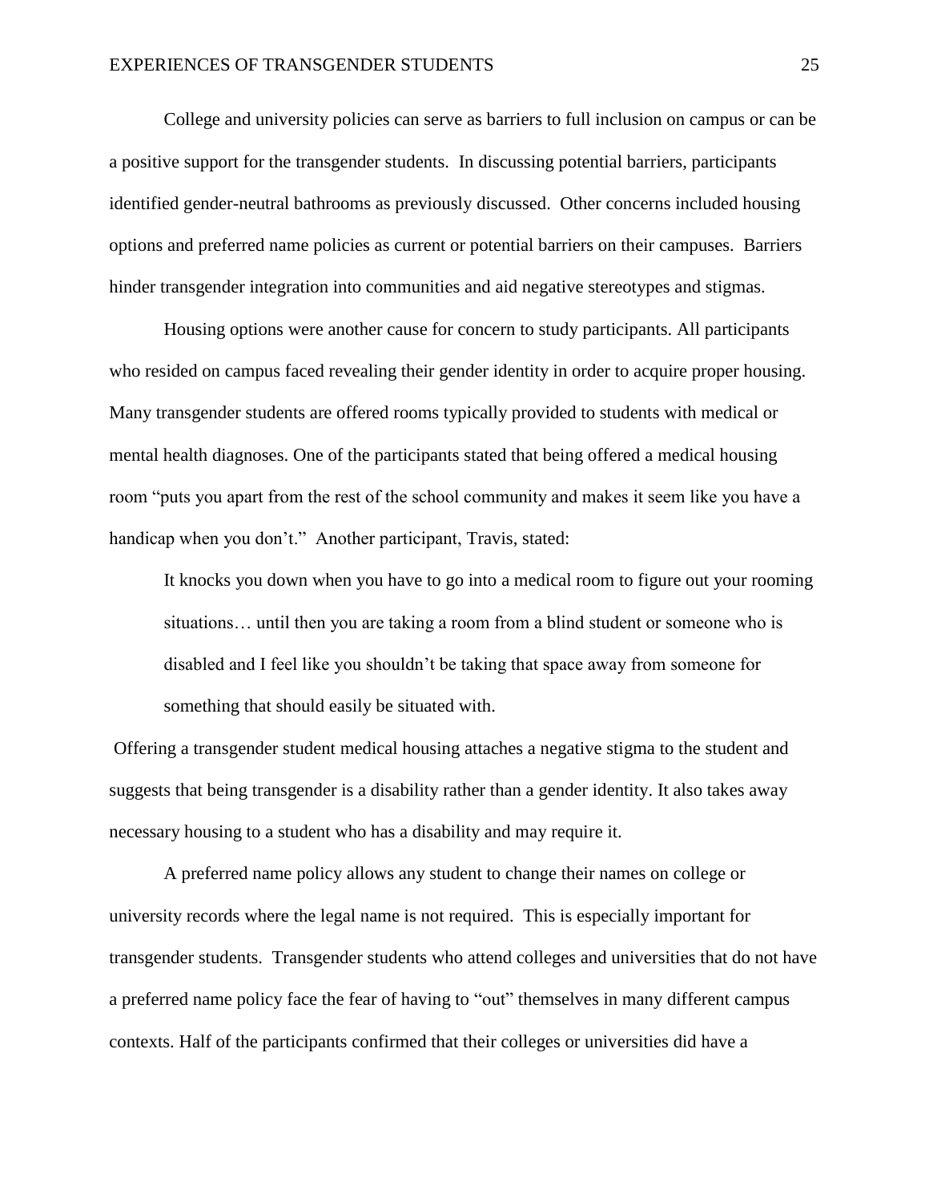College and university policies can serve as barriers to full inclusion on campus or can be a positive support for the transgender students. In discussing potential barriers, participants identified gender-neutral bathrooms as previously discussed. Other concerns included housing options and preferred name policies as current or potential barriers on their campuses. Barriers hinder transgender integration into communities and aid negative stereotypes and stigmas.

Housing options were another cause for concern to study participants. All participants who resided on campus faced revealing their gender identity in order to acquire proper housing. Many transgender students are offered rooms typically provided to students with medical or mental health diagnoses. One of the participants stated that being offered a medical housing room "puts you apart from the rest of the school community and makes it seem like you have a handicap when you don't." Another participant, Travis, stated:

> It knocks you down when you have to go into a medical room to figure out your rooming situations… until then you are taking a room from a blind student or someone who is disabled and I feel like you shouldn't be taking that space away from someone for something that should easily be situated with.

Offering a transgender student medical housing attaches a negative stigma to the student and suggests that being transgender is a disability rather than a gender identity. It also takes away necessary housing to a student who has a disability and may require it.

A preferred name policy allows any student to change their names on college or university records where the legal name is not required. This is especially important for transgender students. Transgender students who attend colleges and universities that do not have a preferred name policy face the fear of having to "out" themselves in many different campus contexts. Half of the participants confirmed that their colleges or universities did have a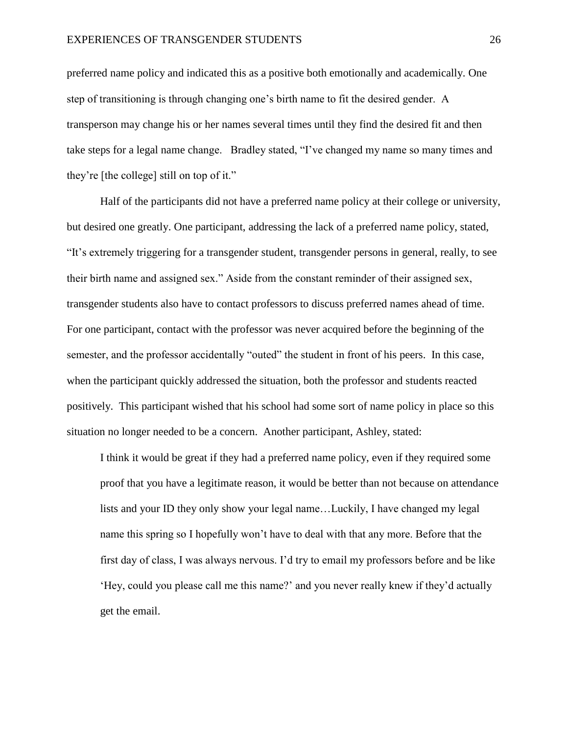preferred name policy and indicated this as a positive both emotionally and academically. One step of transitioning is through changing one's birth name to fit the desired gender. A transperson may change his or her names several times until they find the desired fit and then take steps for a legal name change. Bradley stated, "I've changed my name so many times and they're [the college] still on top of it."

Half of the participants did not have a preferred name policy at their college or university, but desired one greatly. One participant, addressing the lack of a preferred name policy, stated, "It's extremely triggering for a transgender student, transgender persons in general, really, to see their birth name and assigned sex." Aside from the constant reminder of their assigned sex, transgender students also have to contact professors to discuss preferred names ahead of time. For one participant, contact with the professor was never acquired before the beginning of the semester, and the professor accidentally "outed" the student in front of his peers. In this case, when the participant quickly addressed the situation, both the professor and students reacted positively. This participant wished that his school had some sort of name policy in place so this situation no longer needed to be a concern. Another participant, Ashley, stated:

> I think it would be great if they had a preferred name policy, even if they required some proof that you have a legitimate reason, it would be better than not because on attendance lists and your ID they only show your legal name…Luckily, I have changed my legal name this spring so I hopefully won't have to deal with that any more. Before that the first day of class, I was always nervous. I'd try to email my professors before and be like 'Hey, could you please call me this name?' and you never really knew if they'd actually get the email.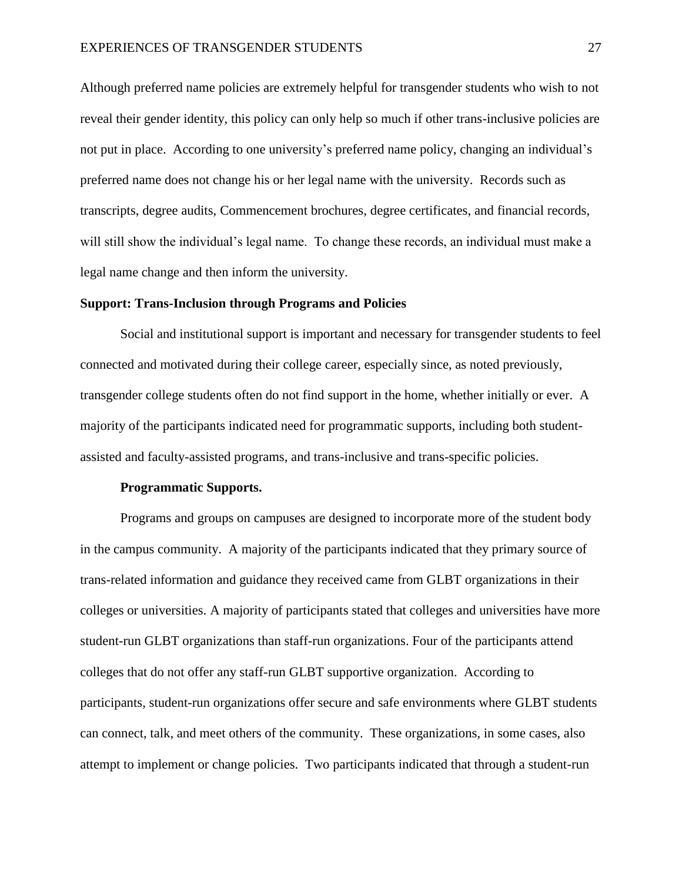Although preferred name policies are extremely helpful for transgender students who wish to not reveal their gender identity, this policy can only help so much if other trans-inclusive policies are not put in place. According to one university's preferred name policy, changing an individual's preferred name does not change his or her legal name with the university. Records such as transcripts, degree audits, Commencement brochures, degree certificates, and financial records, will still show the individual's legal name. To change these records, an individual must make a legal name change and then inform the university.

## Support: Trans-Inclusion through Programs and Policies

Social and institutional support is important and necessary for transgender students to feel connected and motivated during their college career, especially since, as noted previously, transgender college students often do not find support in the home, whether initially or ever. A majority of the participants indicated need for programmatic supports, including both student-assisted and faculty-assisted programs, and trans-inclusive and trans-specific policies.

### Programmatic Supports.

Programs and groups on campuses are designed to incorporate more of the student body in the campus community. A majority of the participants indicated that they primary source of trans-related information and guidance they received came from GLBT organizations in their colleges or universities. A majority of participants stated that colleges and universities have more student-run GLBT organizations than staff-run organizations. Four of the participants attend colleges that do not offer any staff-run GLBT supportive organization. According to participants, student-run organizations offer secure and safe environments where GLBT students can connect, talk, and meet others of the community. These organizations, in some cases, also attempt to implement or change policies. Two participants indicated that through a student-run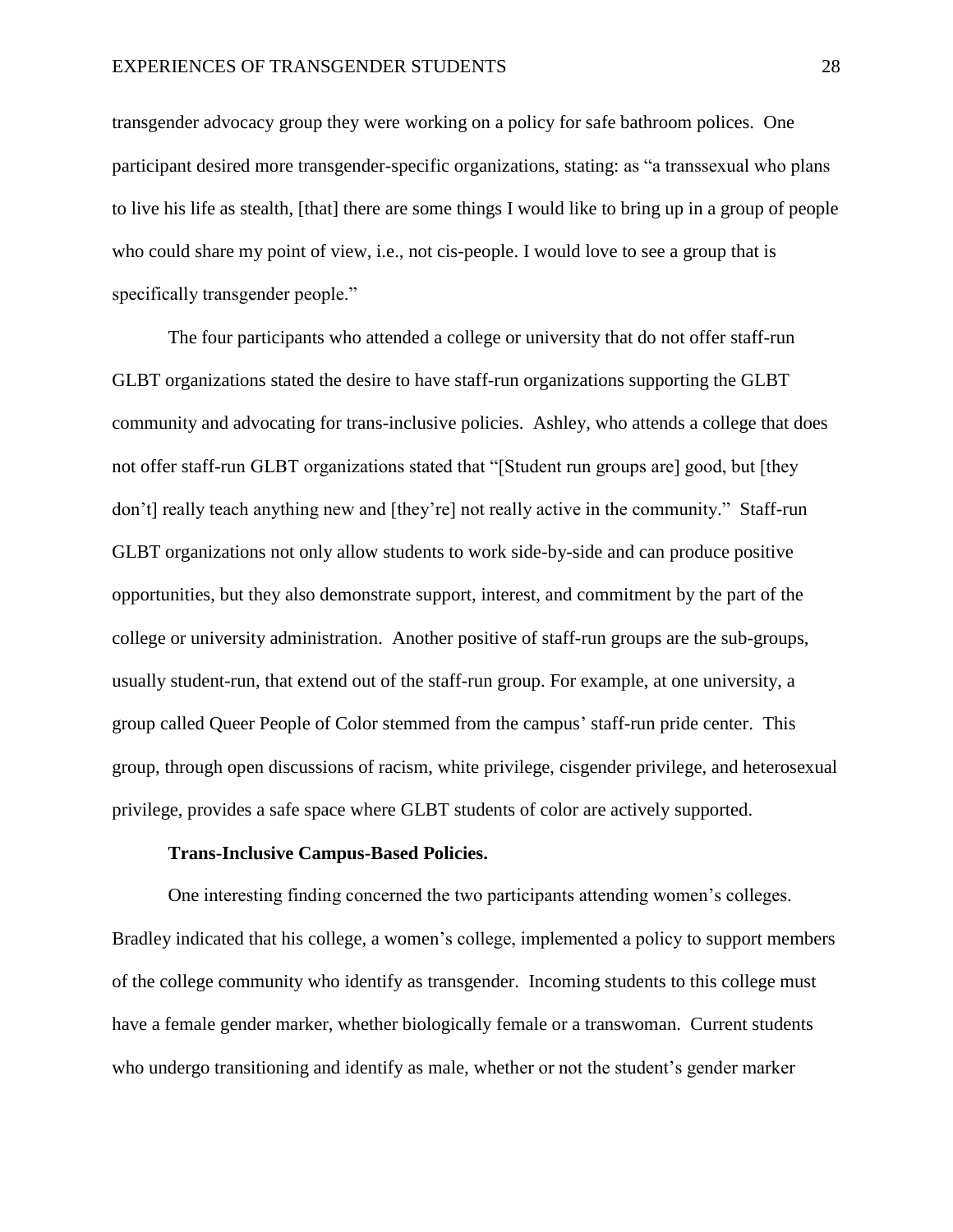transgender advocacy group they were working on a policy for safe bathroom polices. One participant desired more transgender-specific organizations, stating: as "a transsexual who plans to live his life as stealth, [that] there are some things I would like to bring up in a group of people who could share my point of view, i.e., not cis-people. I would love to see a group that is specifically transgender people."

The four participants who attended a college or university that do not offer staff-run GLBT organizations stated the desire to have staff-run organizations supporting the GLBT community and advocating for trans-inclusive policies. Ashley, who attends a college that does not offer staff-run GLBT organizations stated that "[Student run groups are] good, but [they don't] really teach anything new and [they're] not really active in the community." Staff-run GLBT organizations not only allow students to work side-by-side and can produce positive opportunities, but they also demonstrate support, interest, and commitment by the part of the college or university administration. Another positive of staff-run groups are the sub-groups, usually student-run, that extend out of the staff-run group. For example, at one university, a group called Queer People of Color stemmed from the campus' staff-run pride center. This group, through open discussions of racism, white privilege, cisgender privilege, and heterosexual privilege, provides a safe space where GLBT students of color are actively supported.

**Trans-Inclusive Campus-Based Policies.**

One interesting finding concerned the two participants attending women's colleges. Bradley indicated that his college, a women's college, implemented a policy to support members of the college community who identify as transgender. Incoming students to this college must have a female gender marker, whether biologically female or a transwoman. Current students who undergo transitioning and identify as male, whether or not the student's gender marker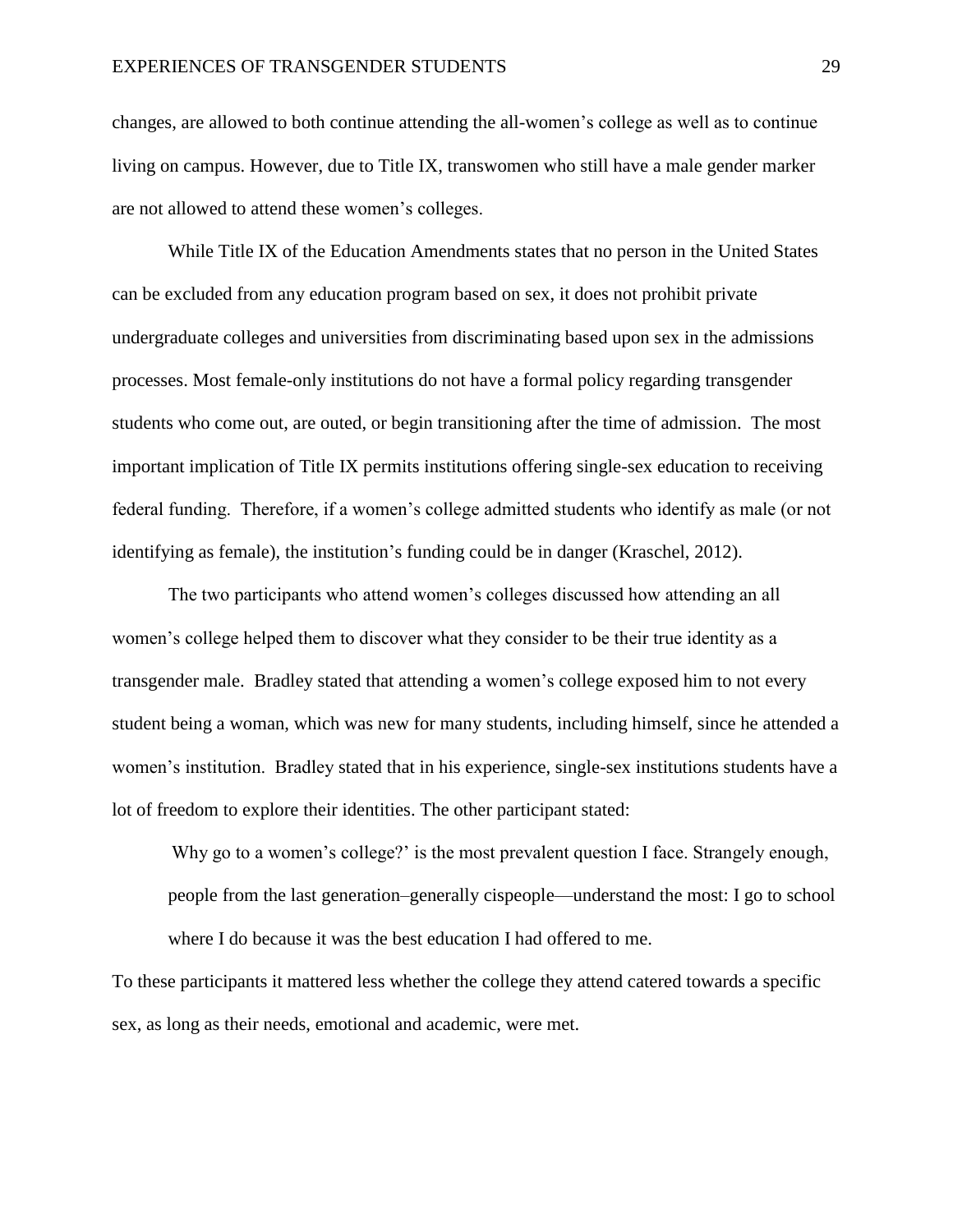changes, are allowed to both continue attending the all-women's college as well as to continue living on campus. However, due to Title IX, transwomen who still have a male gender marker are not allowed to attend these women's colleges.

While Title IX of the Education Amendments states that no person in the United States can be excluded from any education program based on sex, it does not prohibit private undergraduate colleges and universities from discriminating based upon sex in the admissions processes. Most female-only institutions do not have a formal policy regarding transgender students who come out, are outed, or begin transitioning after the time of admission. The most important implication of Title IX permits institutions offering single-sex education to receiving federal funding. Therefore, if a women's college admitted students who identify as male (or not identifying as female), the institution's funding could be in danger (Kraschel, 2012).

The two participants who attend women's colleges discussed how attending an all women's college helped them to discover what they consider to be their true identity as a transgender male. Bradley stated that attending a women's college exposed him to not every student being a woman, which was new for many students, including himself, since he attended a women's institution. Bradley stated that in his experience, single-sex institutions students have a lot of freedom to explore their identities. The other participant stated:

> Why go to a women's college?' is the most prevalent question I face. Strangely enough, people from the last generation–generally cispeople—understand the most: I go to school where I do because it was the best education I had offered to me.

To these participants it mattered less whether the college they attend catered towards a specific sex, as long as their needs, emotional and academic, were met.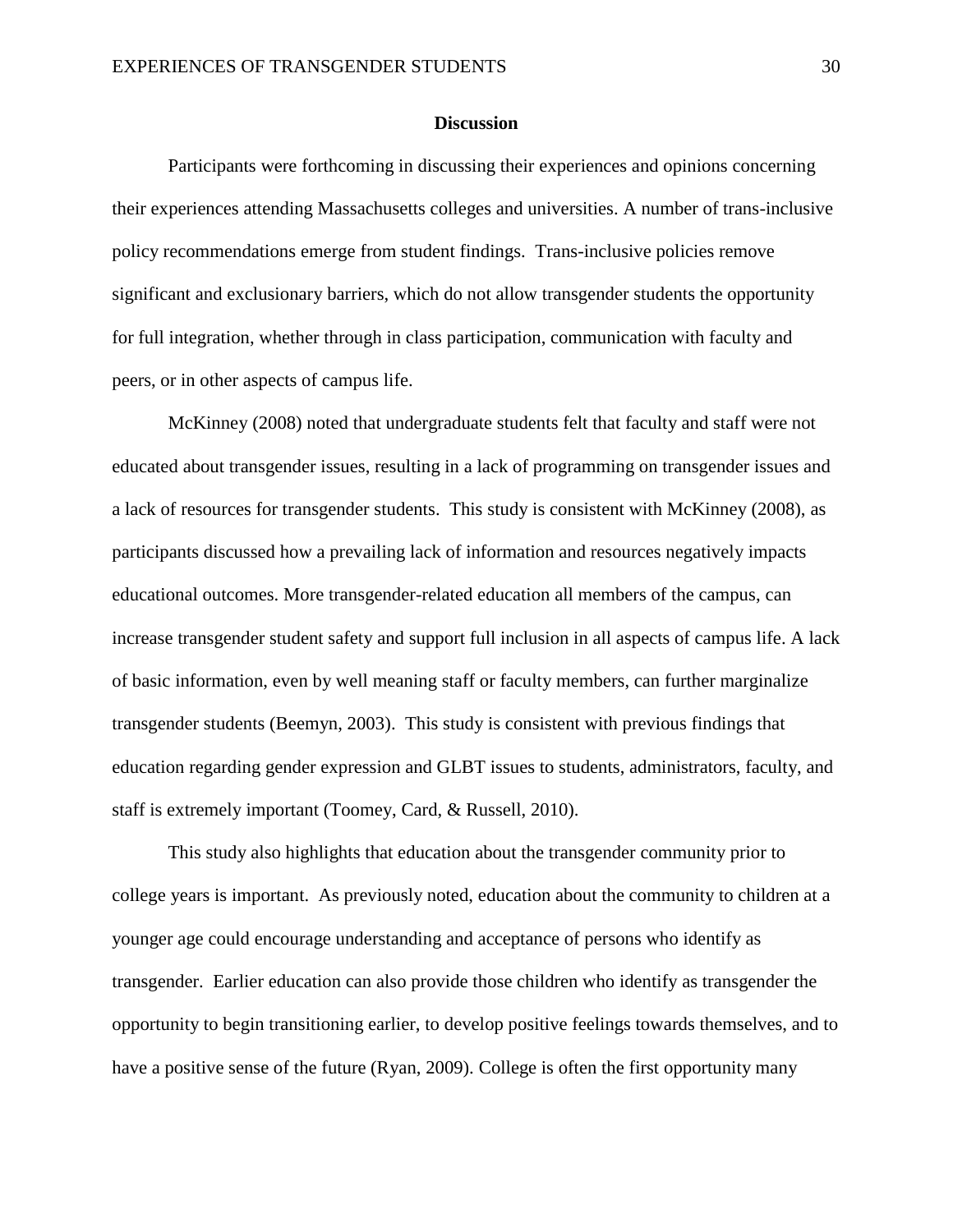## Discussion

Participants were forthcoming in discussing their experiences and opinions concerning their experiences attending Massachusetts colleges and universities. A number of trans-inclusive policy recommendations emerge from student findings. Trans-inclusive policies remove significant and exclusionary barriers, which do not allow transgender students the opportunity for full integration, whether through in class participation, communication with faculty and peers, or in other aspects of campus life.

McKinney (2008) noted that undergraduate students felt that faculty and staff were not educated about transgender issues, resulting in a lack of programming on transgender issues and a lack of resources for transgender students. This study is consistent with McKinney (2008), as participants discussed how a prevailing lack of information and resources negatively impacts educational outcomes. More transgender-related education all members of the campus, can increase transgender student safety and support full inclusion in all aspects of campus life. A lack of basic information, even by well meaning staff or faculty members, can further marginalize transgender students (Beemyn, 2003). This study is consistent with previous findings that education regarding gender expression and GLBT issues to students, administrators, faculty, and staff is extremely important (Toomey, Card, & Russell, 2010).

This study also highlights that education about the transgender community prior to college years is important. As previously noted, education about the community to children at a younger age could encourage understanding and acceptance of persons who identify as transgender. Earlier education can also provide those children who identify as transgender the opportunity to begin transitioning earlier, to develop positive feelings towards themselves, and to have a positive sense of the future (Ryan, 2009). College is often the first opportunity many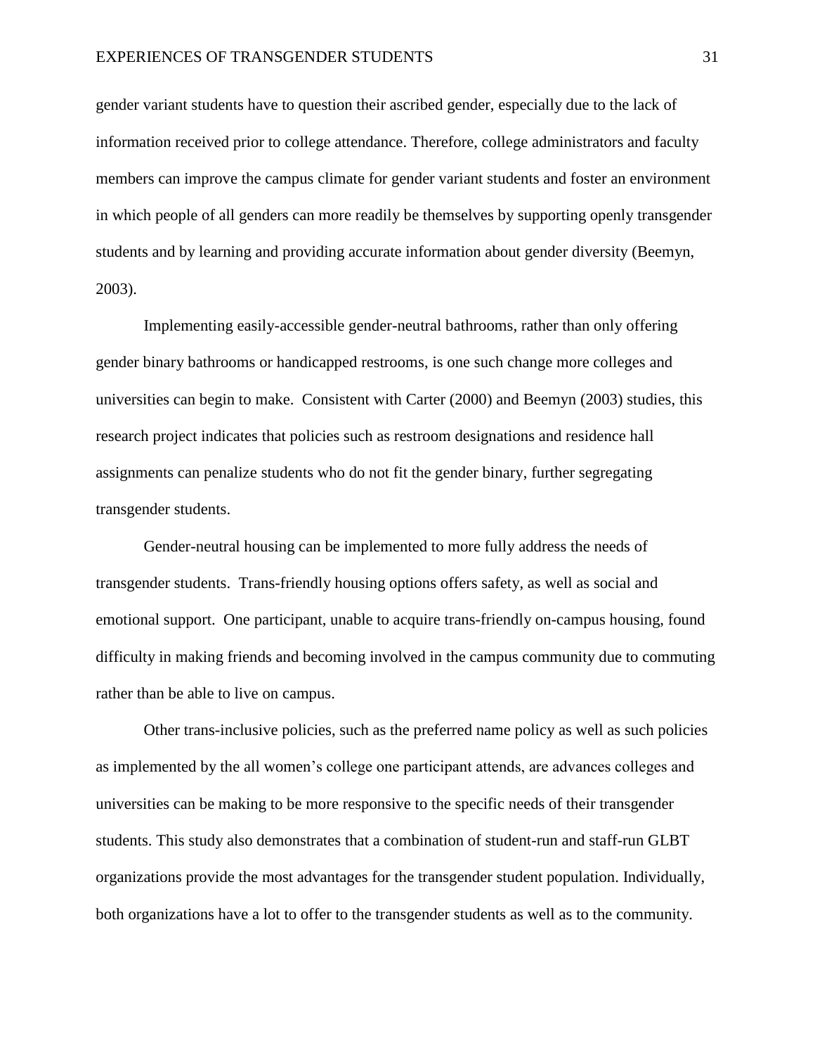gender variant students have to question their ascribed gender, especially due to the lack of information received prior to college attendance. Therefore, college administrators and faculty members can improve the campus climate for gender variant students and foster an environment in which people of all genders can more readily be themselves by supporting openly transgender students and by learning and providing accurate information about gender diversity (Beemyn, 2003).

Implementing easily-accessible gender-neutral bathrooms, rather than only offering gender binary bathrooms or handicapped restrooms, is one such change more colleges and universities can begin to make. Consistent with Carter (2000) and Beemyn (2003) studies, this research project indicates that policies such as restroom designations and residence hall assignments can penalize students who do not fit the gender binary, further segregating transgender students.

Gender-neutral housing can be implemented to more fully address the needs of transgender students. Trans-friendly housing options offers safety, as well as social and emotional support. One participant, unable to acquire trans-friendly on-campus housing, found difficulty in making friends and becoming involved in the campus community due to commuting rather than be able to live on campus.

Other trans-inclusive policies, such as the preferred name policy as well as such policies as implemented by the all women's college one participant attends, are advances colleges and universities can be making to be more responsive to the specific needs of their transgender students. This study also demonstrates that a combination of student-run and staff-run GLBT organizations provide the most advantages for the transgender student population. Individually, both organizations have a lot to offer to the transgender students as well as to the community.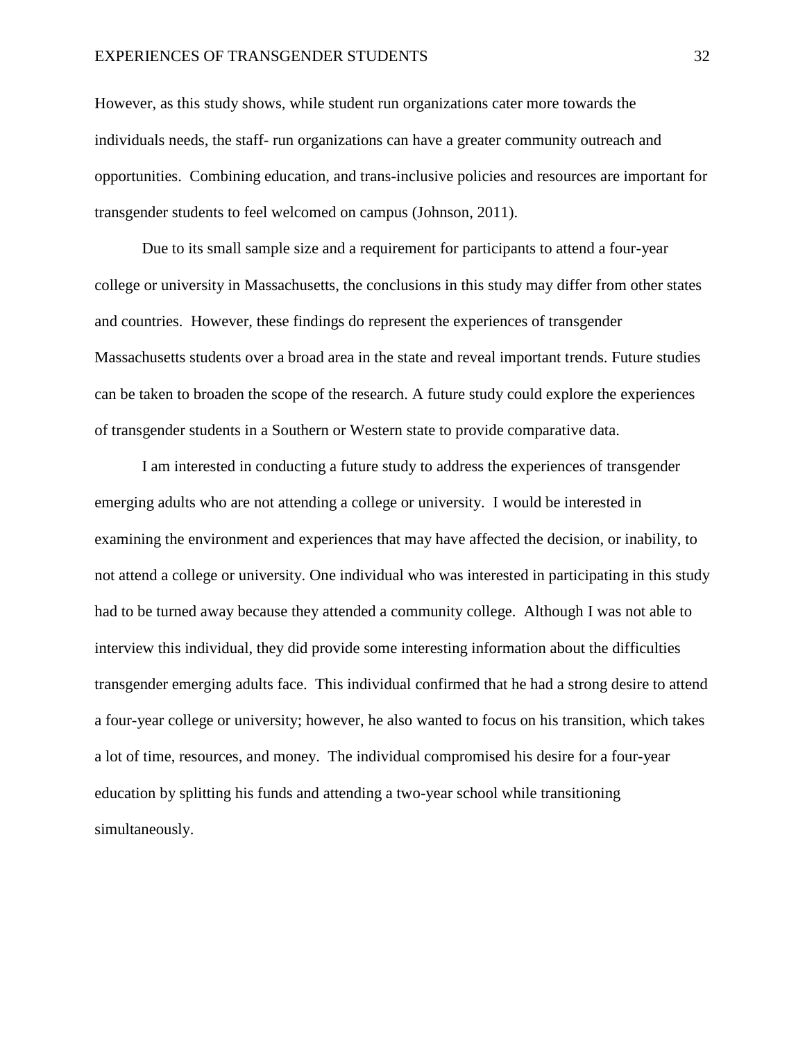However, as this study shows, while student run organizations cater more towards the individuals needs, the staff- run organizations can have a greater community outreach and opportunities. Combining education, and trans-inclusive policies and resources are important for transgender students to feel welcomed on campus (Johnson, 2011).

Due to its small sample size and a requirement for participants to attend a four-year college or university in Massachusetts, the conclusions in this study may differ from other states and countries. However, these findings do represent the experiences of transgender Massachusetts students over a broad area in the state and reveal important trends. Future studies can be taken to broaden the scope of the research. A future study could explore the experiences of transgender students in a Southern or Western state to provide comparative data.

I am interested in conducting a future study to address the experiences of transgender emerging adults who are not attending a college or university. I would be interested in examining the environment and experiences that may have affected the decision, or inability, to not attend a college or university. One individual who was interested in participating in this study had to be turned away because they attended a community college. Although I was not able to interview this individual, they did provide some interesting information about the difficulties transgender emerging adults face. This individual confirmed that he had a strong desire to attend a four-year college or university; however, he also wanted to focus on his transition, which takes a lot of time, resources, and money. The individual compromised his desire for a four-year education by splitting his funds and attending a two-year school while transitioning simultaneously.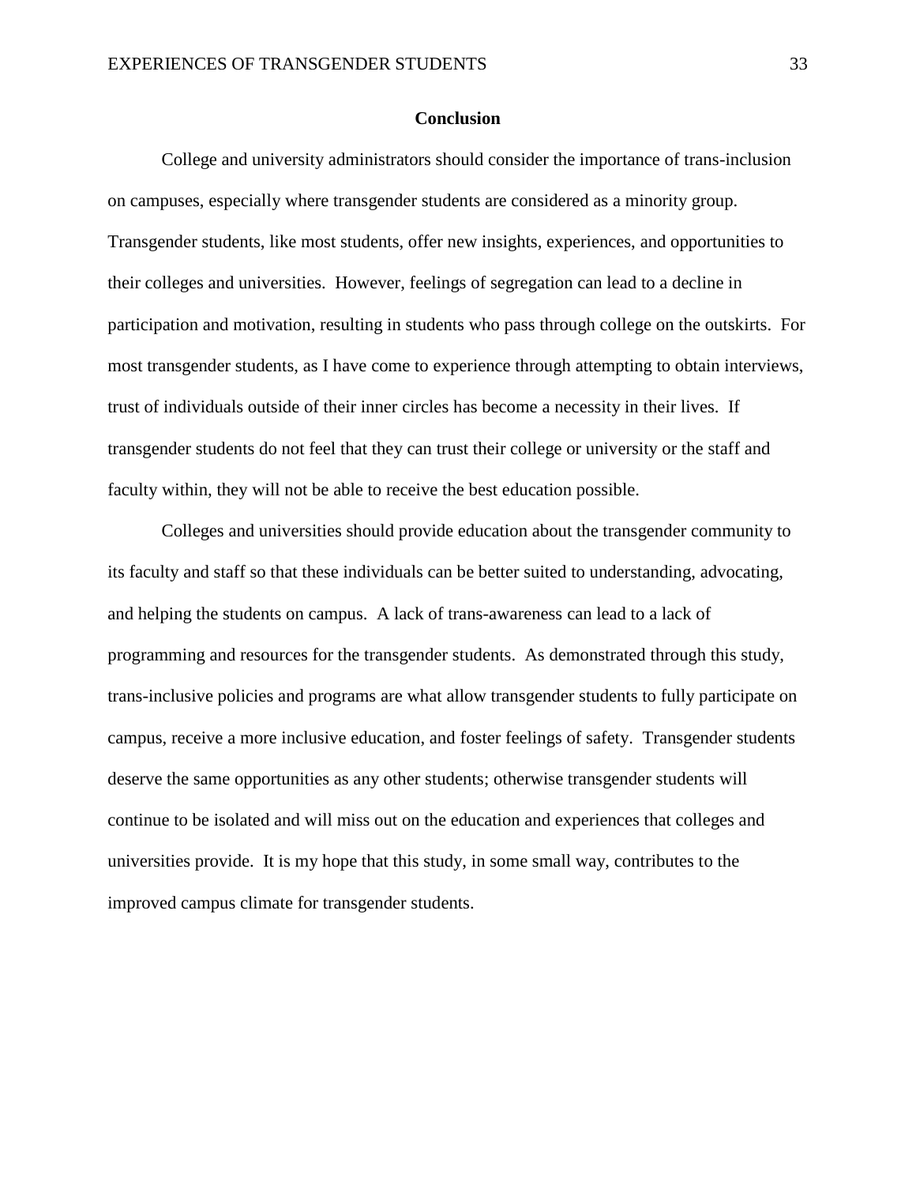## Conclusion

College and university administrators should consider the importance of trans-inclusion on campuses, especially where transgender students are considered as a minority group. Transgender students, like most students, offer new insights, experiences, and opportunities to their colleges and universities. However, feelings of segregation can lead to a decline in participation and motivation, resulting in students who pass through college on the outskirts. For most transgender students, as I have come to experience through attempting to obtain interviews, trust of individuals outside of their inner circles has become a necessity in their lives. If transgender students do not feel that they can trust their college or university or the staff and faculty within, they will not be able to receive the best education possible.

Colleges and universities should provide education about the transgender community to its faculty and staff so that these individuals can be better suited to understanding, advocating, and helping the students on campus. A lack of trans-awareness can lead to a lack of programming and resources for the transgender students. As demonstrated through this study, trans-inclusive policies and programs are what allow transgender students to fully participate on campus, receive a more inclusive education, and foster feelings of safety. Transgender students deserve the same opportunities as any other students; otherwise transgender students will continue to be isolated and will miss out on the education and experiences that colleges and universities provide. It is my hope that this study, in some small way, contributes to the improved campus climate for transgender students.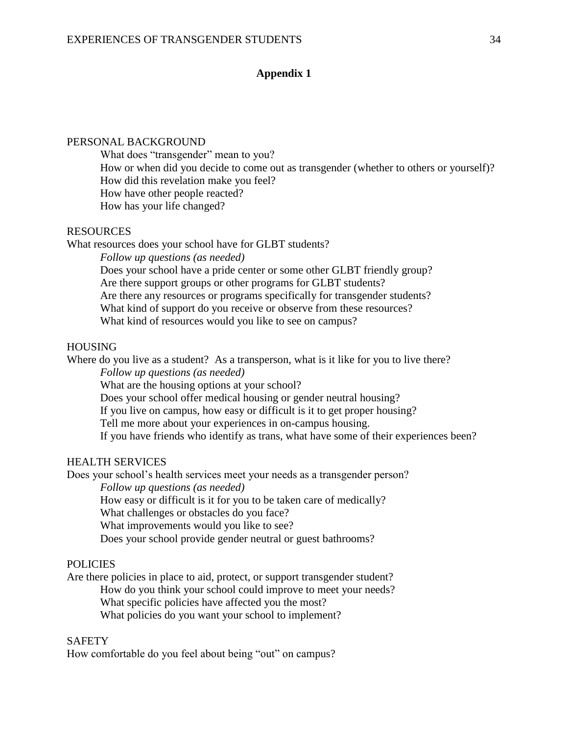# Appendix 1

PERSONAL BACKGROUND

What does "transgender" mean to you?

How or when did you decide to come out as transgender (whether to others or yourself)?

How did this revelation make you feel?

How have other people reacted?

How has your life changed?

RESOURCES

What resources does your school have for GLBT students?

*Follow up questions (as needed)*

Does your school have a pride center or some other GLBT friendly group?

Are there support groups or other programs for GLBT students?

Are there any resources or programs specifically for transgender students?

What kind of support do you receive or observe from these resources?

What kind of resources would you like to see on campus?

HOUSING

Where do you live as a student? As a transperson, what is it like for you to live there?

*Follow up questions (as needed)*

What are the housing options at your school?

Does your school offer medical housing or gender neutral housing?

If you live on campus, how easy or difficult is it to get proper housing?

Tell me more about your experiences in on-campus housing.

If you have friends who identify as trans, what have some of their experiences been?

HEALTH SERVICES

Does your school's health services meet your needs as a transgender person?

*Follow up questions (as needed)*

How easy or difficult is it for you to be taken care of medically?

What challenges or obstacles do you face?

What improvements would you like to see?

Does your school provide gender neutral or guest bathrooms?

POLICIES

Are there policies in place to aid, protect, or support transgender student?

How do you think your school could improve to meet your needs?

What specific policies have affected you the most?

What policies do you want your school to implement?

SAFETY

How comfortable do you feel about being "out" on campus?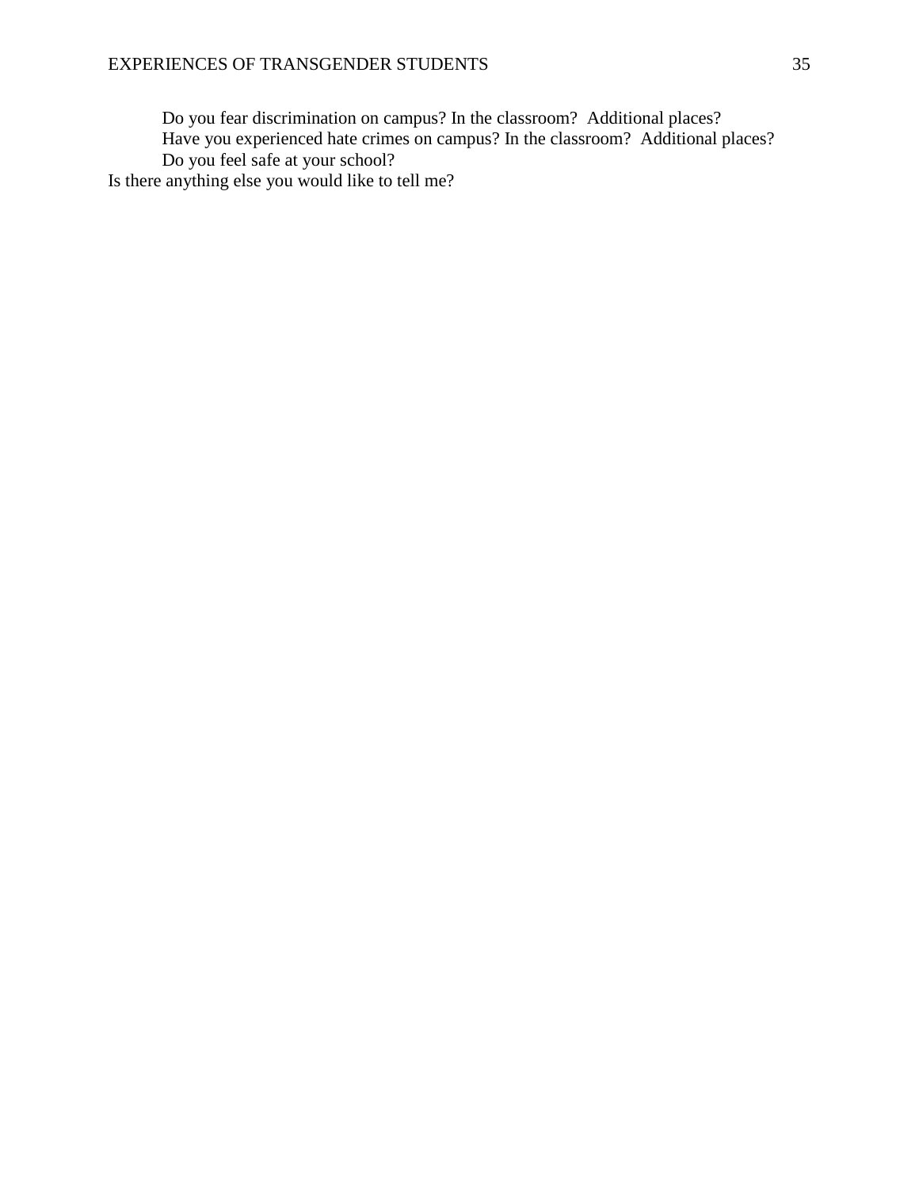Do you fear discrimination on campus? In the classroom? Additional places?
Have you experienced hate crimes on campus? In the classroom? Additional places?
Do you feel safe at your school?

Is there anything else you would like to tell me?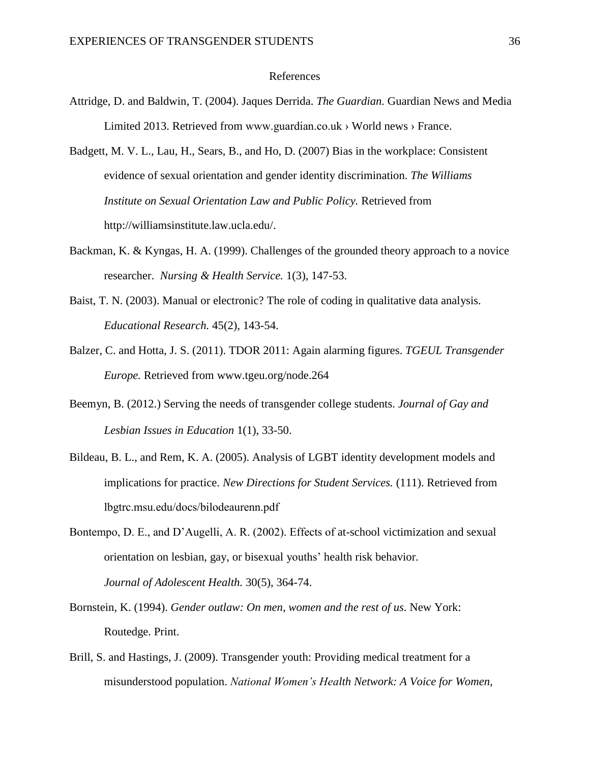# References

Attridge, D. and Baldwin, T. (2004). Jaques Derrida. *The Guardian.* Guardian News and Media Limited 2013. Retrieved from www.guardian.co.uk › World news › France.

Badgett, M. V. L., Lau, H., Sears, B., and Ho, D. (2007) Bias in the workplace: Consistent evidence of sexual orientation and gender identity discrimination. *The Williams Institute on Sexual Orientation Law and Public Policy.* Retrieved from http://williamsinstitute.law.ucla.edu/.

Backman, K. & Kyngas, H. A. (1999). Challenges of the grounded theory approach to a novice researcher. *Nursing & Health Service.* 1(3), 147-53.

Baist, T. N. (2003). Manual or electronic? The role of coding in qualitative data analysis. *Educational Research.* 45(2), 143-54.

Balzer, C. and Hotta, J. S. (2011). TDOR 2011: Again alarming figures. *TGEUL Transgender Europe.* Retrieved from www.tgeu.org/node.264

Beemyn, B. (2012.) Serving the needs of transgender college students. *Journal of Gay and Lesbian Issues in Education* 1(1), 33-50.

Bildeau, B. L., and Rem, K. A. (2005). Analysis of LGBT identity development models and implications for practice. *New Directions for Student Services.* (111). Retrieved from lbgtrc.msu.edu/docs/bilodeaurenn.pdf

Bontempo, D. E., and D'Augelli, A. R. (2002). Effects of at-school victimization and sexual orientation on lesbian, gay, or bisexual youths' health risk behavior. *Journal of Adolescent Health.* 30(5), 364-74.

Bornstein, K. (1994). *Gender outlaw: On men, women and the rest of us*. New York: Routedge. Print.

Brill, S. and Hastings, J. (2009). Transgender youth: Providing medical treatment for a misunderstood population. *National Women's Health Network: A Voice for Women,*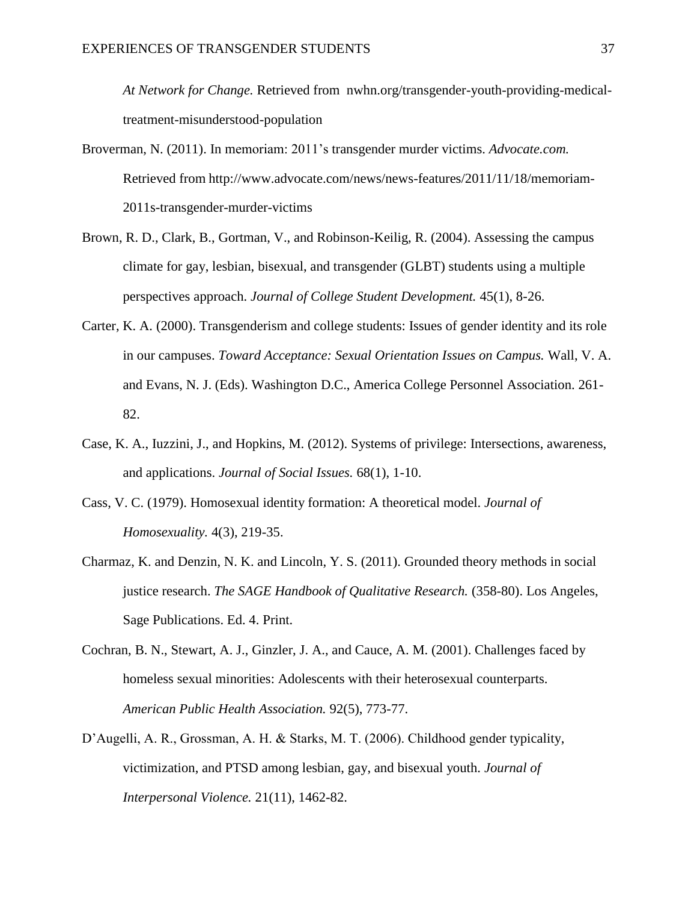*At Network for Change.* Retrieved from nwhn.org/transgender-youth-providing-medical-treatment-misunderstood-population

Broverman, N. (2011). In memoriam: 2011's transgender murder victims. *Advocate.com.* Retrieved from http://www.advocate.com/news/news-features/2011/11/18/memoriam-2011s-transgender-murder-victims

Brown, R. D., Clark, B., Gortman, V., and Robinson-Keilig, R. (2004). Assessing the campus climate for gay, lesbian, bisexual, and transgender (GLBT) students using a multiple perspectives approach. *Journal of College Student Development.* 45(1), 8-26.

Carter, K. A. (2000). Transgenderism and college students: Issues of gender identity and its role in our campuses. *Toward Acceptance: Sexual Orientation Issues on Campus.* Wall, V. A. and Evans, N. J. (Eds). Washington D.C., America College Personnel Association. 261-82.

Case, K. A., Iuzzini, J., and Hopkins, M. (2012). Systems of privilege: Intersections, awareness, and applications. *Journal of Social Issues.* 68(1), 1-10.

Cass, V. C. (1979). Homosexual identity formation: A theoretical model. *Journal of Homosexuality.* 4(3), 219-35.

Charmaz, K. and Denzin, N. K. and Lincoln, Y. S. (2011). Grounded theory methods in social justice research. *The SAGE Handbook of Qualitative Research.* (358-80). Los Angeles, Sage Publications. Ed. 4. Print.

Cochran, B. N., Stewart, A. J., Ginzler, J. A., and Cauce, A. M. (2001). Challenges faced by homeless sexual minorities: Adolescents with their heterosexual counterparts. *American Public Health Association.* 92(5), 773-77.

D'Augelli, A. R., Grossman, A. H. & Starks, M. T. (2006). Childhood gender typicality, victimization, and PTSD among lesbian, gay, and bisexual youth. *Journal of Interpersonal Violence.* 21(11), 1462-82.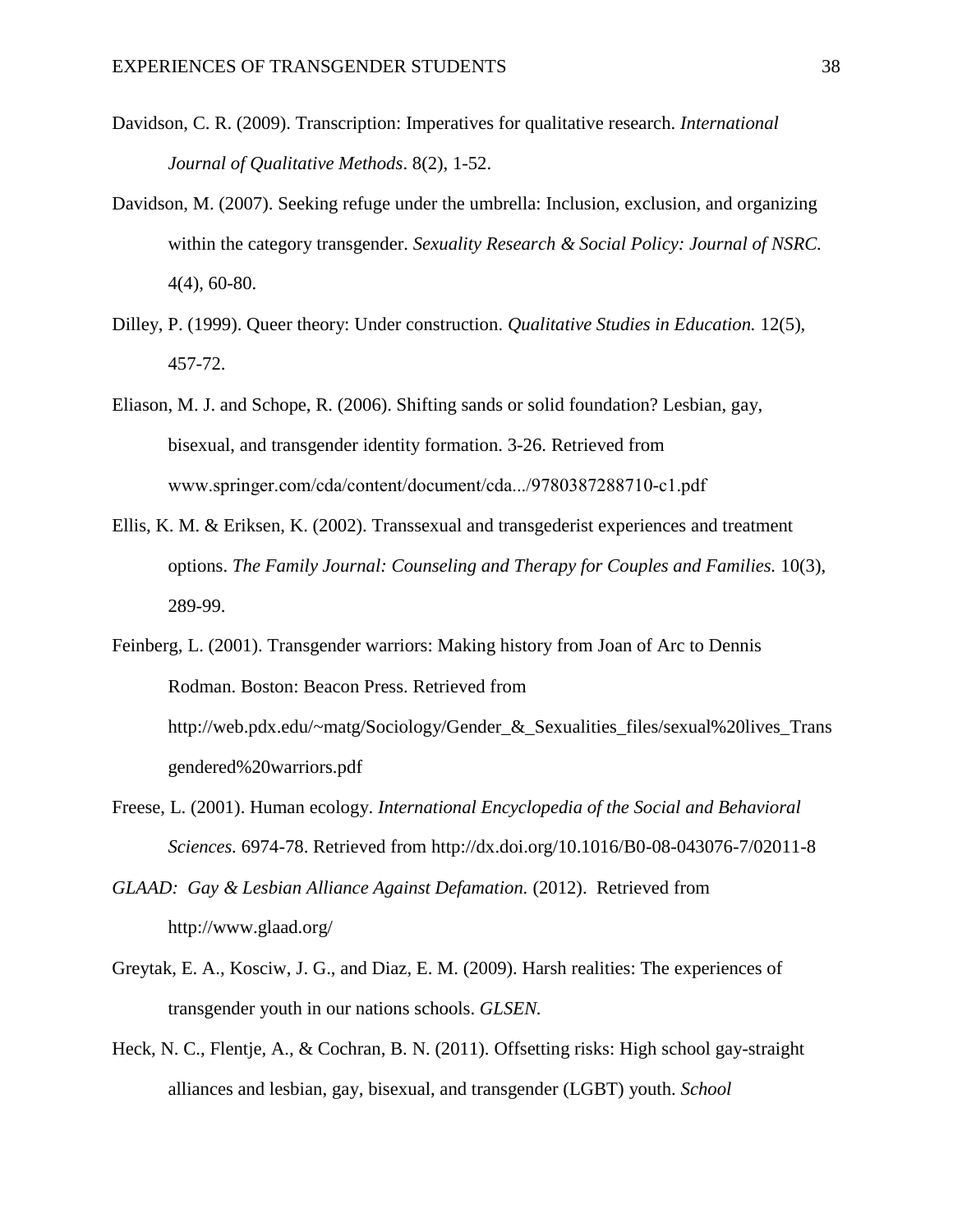Davidson, C. R. (2009). Transcription: Imperatives for qualitative research. *International Journal of Qualitative Methods*. 8(2), 1-52.

Davidson, M. (2007). Seeking refuge under the umbrella: Inclusion, exclusion, and organizing within the category transgender. *Sexuality Research & Social Policy: Journal of NSRC.* 4(4), 60-80.

Dilley, P. (1999). Queer theory: Under construction. *Qualitative Studies in Education.* 12(5), 457-72.

Eliason, M. J. and Schope, R. (2006). Shifting sands or solid foundation? Lesbian, gay, bisexual, and transgender identity formation. 3-26. Retrieved from www.springer.com/cda/content/document/cda.../9780387288710-c1.pdf

Ellis, K. M. & Eriksen, K. (2002). Transsexual and transgederist experiences and treatment options. *The Family Journal: Counseling and Therapy for Couples and Families.* 10(3), 289-99.

Feinberg, L. (2001). Transgender warriors: Making history from Joan of Arc to Dennis Rodman. Boston: Beacon Press. Retrieved from http://web.pdx.edu/~matg/Sociology/Gender_&_Sexualities_files/sexual%20lives_Transgendered%20warriors.pdf

Freese, L. (2001). Human ecology. *International Encyclopedia of the Social and Behavioral Sciences.* 6974-78. Retrieved from http://dx.doi.org/10.1016/B0-08-043076-7/02011-8

*GLAAD: Gay & Lesbian Alliance Against Defamation.* (2012). Retrieved from http://www.glaad.org/

Greytak, E. A., Kosciw, J. G., and Diaz, E. M. (2009). Harsh realities: The experiences of transgender youth in our nations schools. *GLSEN.*

Heck, N. C., Flentje, A., & Cochran, B. N. (2011). Offsetting risks: High school gay-straight alliances and lesbian, gay, bisexual, and transgender (LGBT) youth. *School*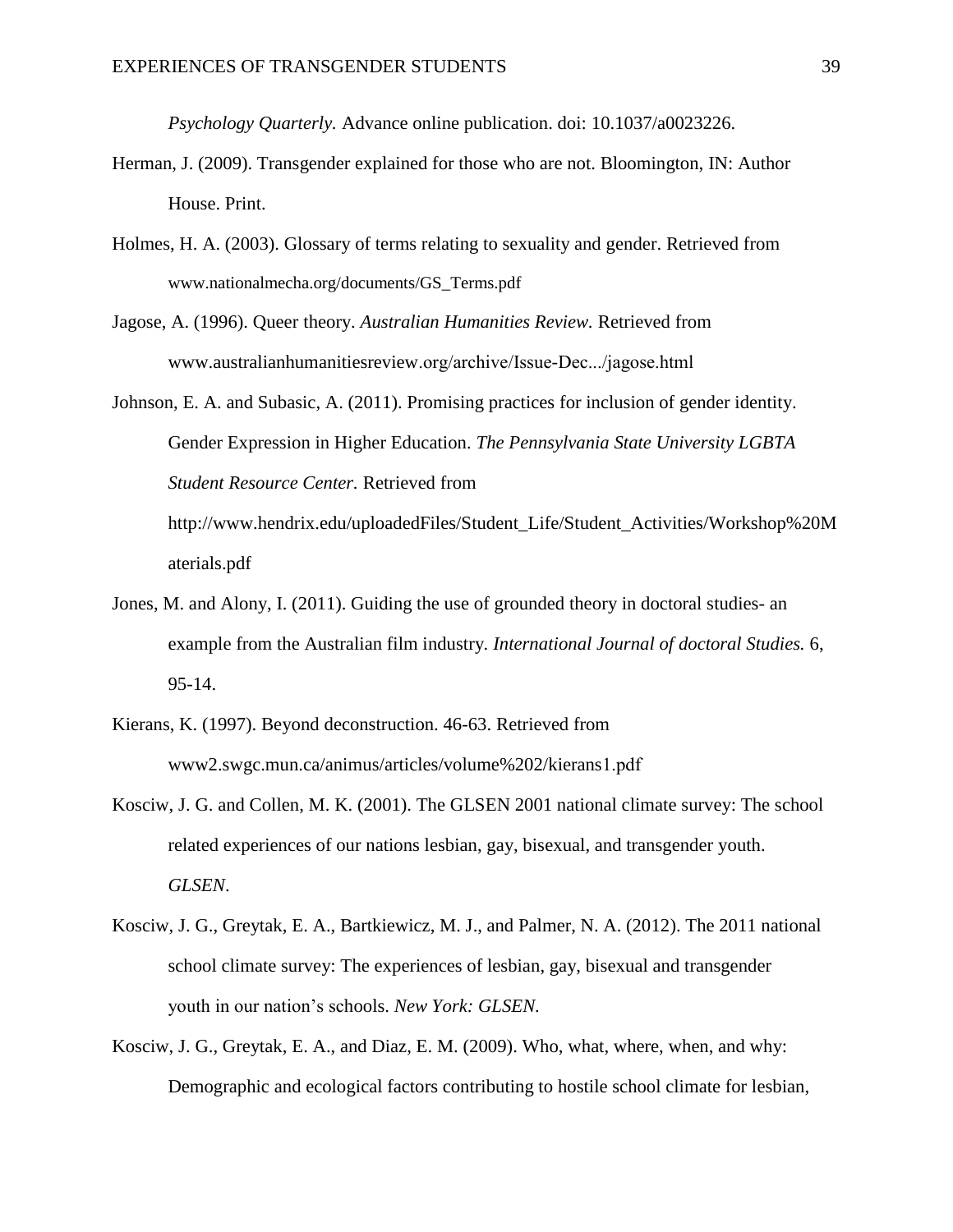*Psychology Quarterly.* Advance online publication. doi: 10.1037/a0023226.

Herman, J. (2009). Transgender explained for those who are not. Bloomington, IN: Author House. Print.

Holmes, H. A. (2003). Glossary of terms relating to sexuality and gender. Retrieved from www.nationalmecha.org/documents/GS_Terms.pdf

Jagose, A. (1996). Queer theory. *Australian Humanities Review.* Retrieved from www.australianhumanitiesreview.org/archive/Issue-Dec.../jagose.html

Johnson, E. A. and Subasic, A. (2011). Promising practices for inclusion of gender identity. Gender Expression in Higher Education. *The Pennsylvania State University LGBTA Student Resource Center.* Retrieved from http://www.hendrix.edu/uploadedFiles/Student_Life/Student_Activities/Workshop%20Materials.pdf

Jones, M. and Alony, I. (2011). Guiding the use of grounded theory in doctoral studies- an example from the Australian film industry. *International Journal of doctoral Studies.* 6, 95-14.

Kierans, K. (1997). Beyond deconstruction. 46-63. Retrieved from www2.swgc.mun.ca/animus/articles/volume%202/kierans1.pdf

Kosciw, J. G. and Collen, M. K. (2001). The GLSEN 2001 national climate survey: The school related experiences of our nations lesbian, gay, bisexual, and transgender youth. *GLSEN*.

Kosciw, J. G., Greytak, E. A., Bartkiewicz, M. J., and Palmer, N. A. (2012). The 2011 national school climate survey: The experiences of lesbian, gay, bisexual and transgender youth in our nation's schools. *New York: GLSEN.*

Kosciw, J. G., Greytak, E. A., and Diaz, E. M. (2009). Who, what, where, when, and why: Demographic and ecological factors contributing to hostile school climate for lesbian,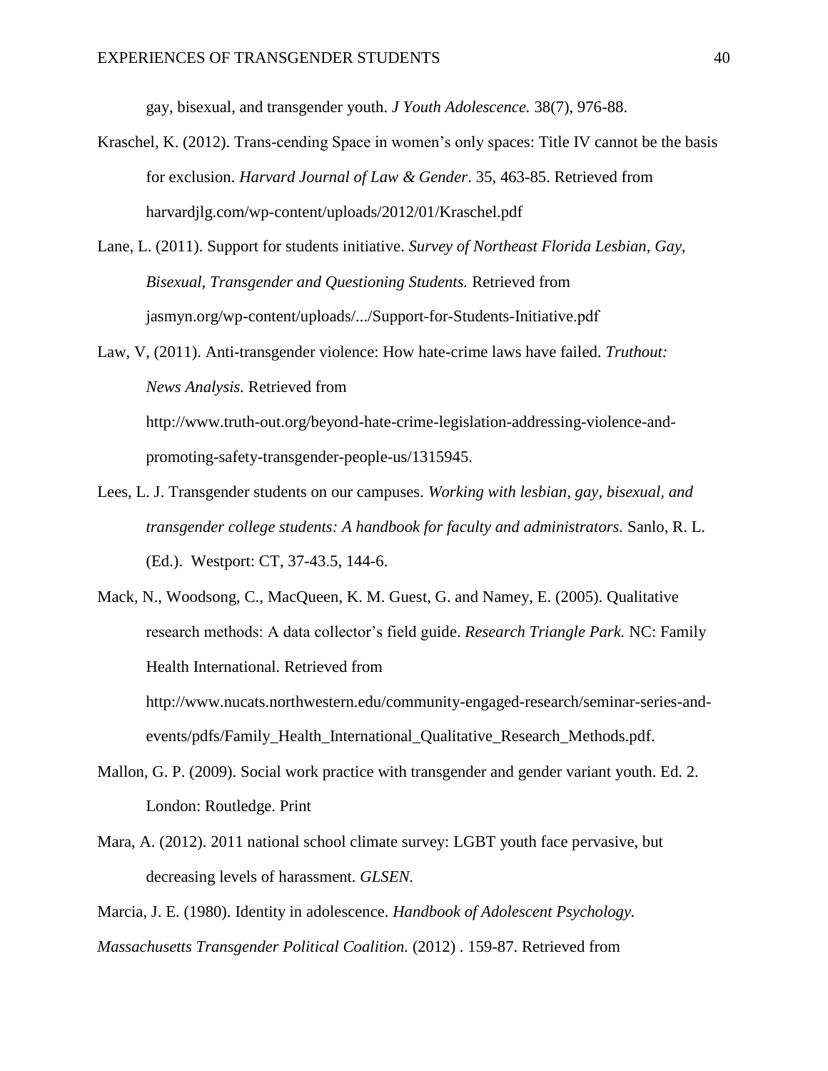gay, bisexual, and transgender youth. *J Youth Adolescence.* 38(7), 976-88.

Kraschel, K. (2012). Trans-cending Space in women's only spaces: Title IV cannot be the basis for exclusion. *Harvard Journal of Law & Gender*. 35, 463-85. Retrieved from harvardjlg.com/wp-content/uploads/2012/01/Kraschel.pdf

Lane, L. (2011). Support for students initiative. *Survey of Northeast Florida Lesbian, Gay, Bisexual, Transgender and Questioning Students.* Retrieved from jasmyn.org/wp-content/uploads/.../Support-for-Students-Initiative.pdf

Law, V, (2011). Anti-transgender violence: How hate-crime laws have failed. *Truthout: News Analysis.* Retrieved from http://www.truth-out.org/beyond-hate-crime-legislation-addressing-violence-and-promoting-safety-transgender-people-us/1315945.

Lees, L. J. Transgender students on our campuses. *Working with lesbian, gay, bisexual, and transgender college students: A handbook for faculty and administrators.* Sanlo, R. L. (Ed.). Westport: CT, 37-43.5, 144-6.

Mack, N., Woodsong, C., MacQueen, K. M. Guest, G. and Namey, E. (2005). Qualitative research methods: A data collector's field guide. *Research Triangle Park.* NC: Family Health International. Retrieved from http://www.nucats.northwestern.edu/community-engaged-research/seminar-series-and-events/pdfs/Family_Health_International_Qualitative_Research_Methods.pdf.

Mallon, G. P. (2009). Social work practice with transgender and gender variant youth. Ed. 2. London: Routledge. Print

Mara, A. (2012). 2011 national school climate survey: LGBT youth face pervasive, but decreasing levels of harassment. *GLSEN.*

Marcia, J. E. (1980). Identity in adolescence. *Handbook of Adolescent Psychology.*

*Massachusetts Transgender Political Coalition.* (2012) . 159-87. Retrieved from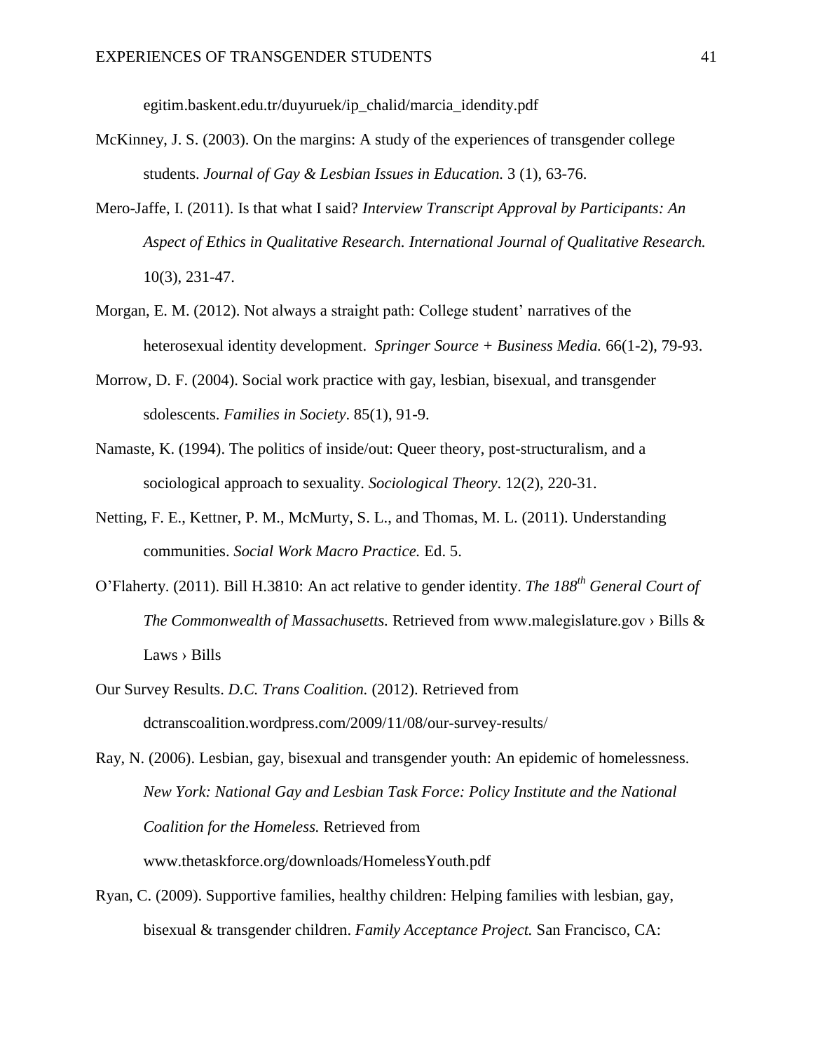egitim.baskent.edu.tr/duyuruek/ip_chalid/marcia_idendity.pdf

McKinney, J. S. (2003). On the margins: A study of the experiences of transgender college students. *Journal of Gay & Lesbian Issues in Education.* 3 (1), 63-76.

Mero-Jaffe, I. (2011). Is that what I said? *Interview Transcript Approval by Participants: An Aspect of Ethics in Qualitative Research. International Journal of Qualitative Research.* 10(3), 231-47.

Morgan, E. M. (2012). Not always a straight path: College student' narratives of the heterosexual identity development. *Springer Source + Business Media.* 66(1-2), 79-93.

Morrow, D. F. (2004). Social work practice with gay, lesbian, bisexual, and transgender sdolescents. *Families in Society*. 85(1), 91-9.

Namaste, K. (1994). The politics of inside/out: Queer theory, post-structuralism, and a sociological approach to sexuality. *Sociological Theory*. 12(2), 220-31.

Netting, F. E., Kettner, P. M., McMurty, S. L., and Thomas, M. L. (2011). Understanding communities. *Social Work Macro Practice.* Ed. 5.

O'Flaherty. (2011). Bill H.3810: An act relative to gender identity. *The 188th General Court of The Commonwealth of Massachusetts.* Retrieved from www.malegislature.gov › Bills & Laws › Bills

Our Survey Results. *D.C. Trans Coalition.* (2012). Retrieved from dctranscoalition.wordpress.com/2009/11/08/our-survey-results/

Ray, N. (2006). Lesbian, gay, bisexual and transgender youth: An epidemic of homelessness. *New York: National Gay and Lesbian Task Force: Policy Institute and the National Coalition for the Homeless.* Retrieved from www.thetaskforce.org/downloads/HomelessYouth.pdf

Ryan, C. (2009). Supportive families, healthy children: Helping families with lesbian, gay, bisexual & transgender children. *Family Acceptance Project.* San Francisco, CA: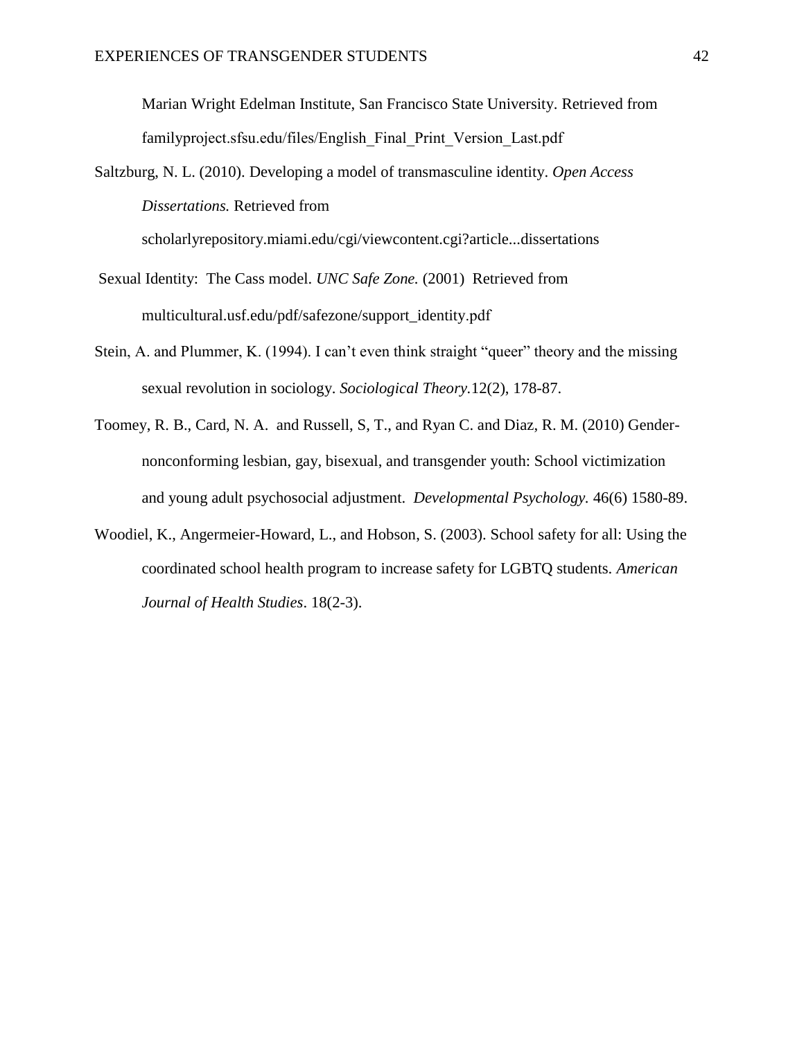Marian Wright Edelman Institute, San Francisco State University. Retrieved from familyproject.sfsu.edu/files/English_Final_Print_Version_Last.pdf

Saltzburg, N. L. (2010). Developing a model of transmasculine identity. *Open Access Dissertations.* Retrieved from scholarlyrepository.miami.edu/cgi/viewcontent.cgi?article...dissertations

Sexual Identity: The Cass model. *UNC Safe Zone.* (2001) Retrieved from multicultural.usf.edu/pdf/safezone/support_identity.pdf

Stein, A. and Plummer, K. (1994). I can't even think straight "queer" theory and the missing sexual revolution in sociology. *Sociological Theory.*12(2), 178-87.

Toomey, R. B., Card, N. A. and Russell, S, T., and Ryan C. and Diaz, R. M. (2010) Gender-nonconforming lesbian, gay, bisexual, and transgender youth: School victimization and young adult psychosocial adjustment. *Developmental Psychology.* 46(6) 1580-89.

Woodiel, K., Angermeier-Howard, L., and Hobson, S. (2003). School safety for all: Using the coordinated school health program to increase safety for LGBTQ students. *American Journal of Health Studies*. 18(2-3).